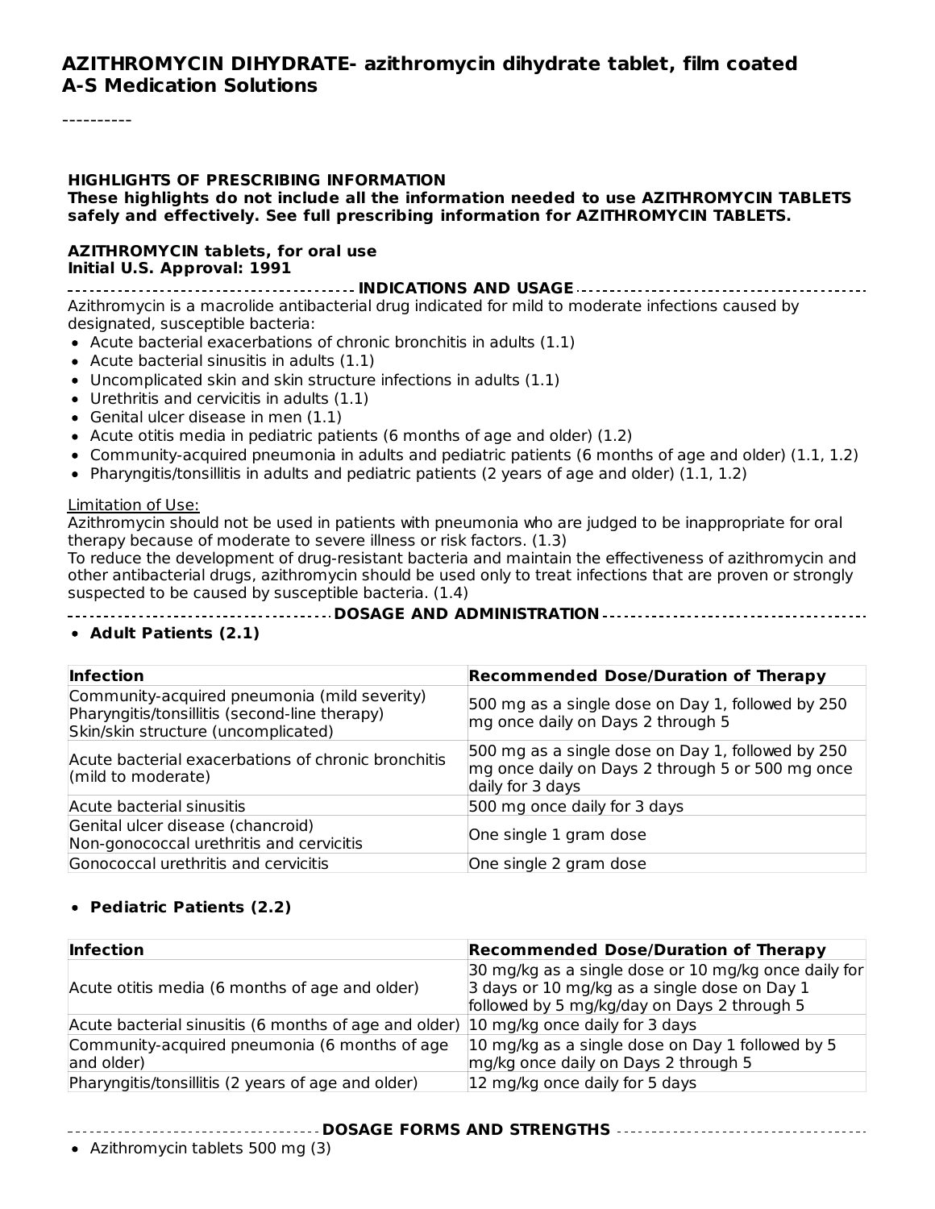# AZITHROMYCIN DIHYDRATE- azithromycin dihydrate tablet, film coated
## A-S Medication Solutions

----------

**HIGHLIGHTS OF PRESCRIBING INFORMATION**
**These highlights do not include all the information needed to use AZITHROMYCIN TABLETS safely and effectively. See full prescribing information for AZITHROMYCIN TABLETS.**

**AZITHROMYCIN tablets, for oral use**
**Initial U.S. Approval: 1991**

### INDICATIONS AND USAGE

Azithromycin is a macrolide antibacterial drug indicated for mild to moderate infections caused by designated, susceptible bacteria:

- Acute bacterial exacerbations of chronic bronchitis in adults (1.1)
- Acute bacterial sinusitis in adults (1.1)
- Uncomplicated skin and skin structure infections in adults (1.1)
- Urethritis and cervicitis in adults (1.1)
- Genital ulcer disease in men (1.1)
- Acute otitis media in pediatric patients (6 months of age and older) (1.2)
- Community-acquired pneumonia in adults and pediatric patients (6 months of age and older) (1.1, 1.2)
- Pharyngitis/tonsillitis in adults and pediatric patients (2 years of age and older) (1.1, 1.2)

Limitation of Use:
Azithromycin should not be used in patients with pneumonia who are judged to be inappropriate for oral therapy because of moderate to severe illness or risk factors. (1.3)
To reduce the development of drug-resistant bacteria and maintain the effectiveness of azithromycin and other antibacterial drugs, azithromycin should be used only to treat infections that are proven or strongly suspected to be caused by susceptible bacteria. (1.4)

### DOSAGE AND ADMINISTRATION

- **Adult Patients (2.1)**

| Infection | Recommended Dose/Duration of Therapy |
|---|---|
| Community-acquired pneumonia (mild severity)<br>Pharyngitis/tonsillitis (second-line therapy)<br>Skin/skin structure (uncomplicated) | 500 mg as a single dose on Day 1, followed by 250 mg once daily on Days 2 through 5 |
| Acute bacterial exacerbations of chronic bronchitis (mild to moderate) | 500 mg as a single dose on Day 1, followed by 250 mg once daily on Days 2 through 5 or 500 mg once daily for 3 days |
| Acute bacterial sinusitis | 500 mg once daily for 3 days |
| Genital ulcer disease (chancroid)<br>Non-gonococcal urethritis and cervicitis | One single 1 gram dose |
| Gonococcal urethritis and cervicitis | One single 2 gram dose |

- **Pediatric Patients (2.2)**

| Infection | Recommended Dose/Duration of Therapy |
|---|---|
| Acute otitis media (6 months of age and older) | 30 mg/kg as a single dose or 10 mg/kg once daily for 3 days or 10 mg/kg as a single dose on Day 1 followed by 5 mg/kg/day on Days 2 through 5 |
| Acute bacterial sinusitis (6 months of age and older) | 10 mg/kg once daily for 3 days |
| Community-acquired pneumonia (6 months of age and older) | 10 mg/kg as a single dose on Day 1 followed by 5 mg/kg once daily on Days 2 through 5 |
| Pharyngitis/tonsillitis (2 years of age and older) | 12 mg/kg once daily for 5 days |

### DOSAGE FORMS AND STRENGTHS

- Azithromycin tablets 500 mg (3)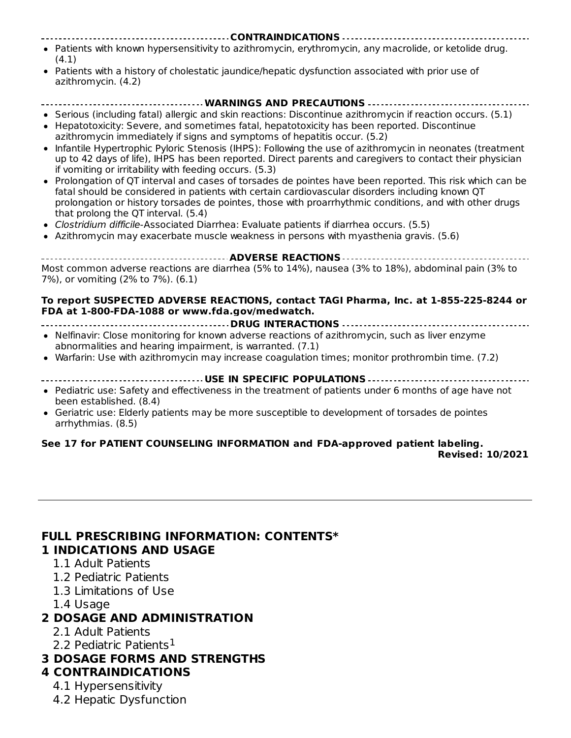## CONTRAINDICATIONS

- Patients with known hypersensitivity to azithromycin, erythromycin, any macrolide, or ketolide drug. (4.1)
- Patients with a history of cholestatic jaundice/hepatic dysfunction associated with prior use of azithromycin. (4.2)

## WARNINGS AND PRECAUTIONS

- Serious (including fatal) allergic and skin reactions: Discontinue azithromycin if reaction occurs. (5.1)
- Hepatotoxicity: Severe, and sometimes fatal, hepatotoxicity has been reported. Discontinue azithromycin immediately if signs and symptoms of hepatitis occur. (5.2)
- Infantile Hypertrophic Pyloric Stenosis (IHPS): Following the use of azithromycin in neonates (treatment up to 42 days of life), IHPS has been reported. Direct parents and caregivers to contact their physician if vomiting or irritability with feeding occurs. (5.3)
- Prolongation of QT interval and cases of torsades de pointes have been reported. This risk which can be fatal should be considered in patients with certain cardiovascular disorders including known QT prolongation or history torsades de pointes, those with proarrhythmic conditions, and with other drugs that prolong the QT interval. (5.4)
- *Clostridium difficile*-Associated Diarrhea: Evaluate patients if diarrhea occurs. (5.5)
- Azithromycin may exacerbate muscle weakness in persons with myasthenia gravis. (5.6)

## ADVERSE REACTIONS

Most common adverse reactions are diarrhea (5% to 14%), nausea (3% to 18%), abdominal pain (3% to 7%), or vomiting (2% to 7%). (6.1)

**To report SUSPECTED ADVERSE REACTIONS, contact TAGI Pharma, Inc. at 1-855-225-8244 or FDA at 1-800-FDA-1088 or www.fda.gov/medwatch.**

## DRUG INTERACTIONS

- Nelfinavir: Close monitoring for known adverse reactions of azithromycin, such as liver enzyme abnormalities and hearing impairment, is warranted. (7.1)
- Warfarin: Use with azithromycin may increase coagulation times; monitor prothrombin time. (7.2)

## USE IN SPECIFIC POPULATIONS

- Pediatric use: Safety and effectiveness in the treatment of patients under 6 months of age have not been established. (8.4)
- Geriatric use: Elderly patients may be more susceptible to development of torsades de pointes arrhythmias. (8.5)

**See 17 for PATIENT COUNSELING INFORMATION and FDA-approved patient labeling.**

**Revised: 10/2021**

---

## FULL PRESCRIBING INFORMATION: CONTENTS*

### 1 INDICATIONS AND USAGE

- 1.1 Adult Patients
- 1.2 Pediatric Patients
- 1.3 Limitations of Use
- 1.4 Usage

### 2 DOSAGE AND ADMINISTRATION

- 2.1 Adult Patients
- 2.2 Pediatric Patients[1]

### 3 DOSAGE FORMS AND STRENGTHS

### 4 CONTRAINDICATIONS

- 4.1 Hypersensitivity
- 4.2 Hepatic Dysfunction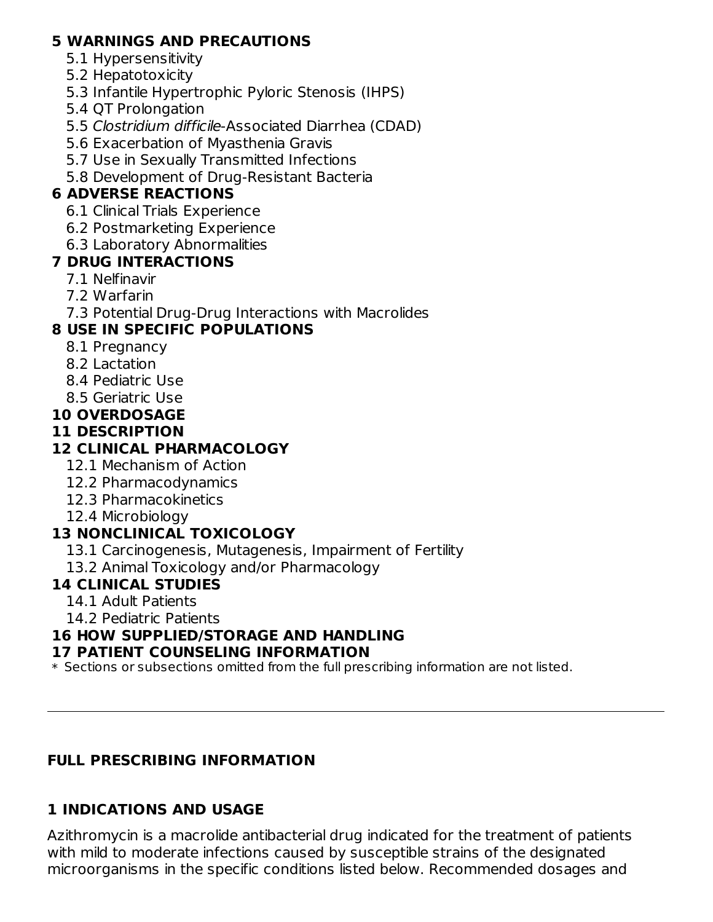**5 WARNINGS AND PRECAUTIONS**

- 5.1 Hypersensitivity
- 5.2 Hepatotoxicity
- 5.3 Infantile Hypertrophic Pyloric Stenosis (IHPS)
- 5.4 QT Prolongation
- 5.5 *Clostridium difficile*-Associated Diarrhea (CDAD)
- 5.6 Exacerbation of Myasthenia Gravis
- 5.7 Use in Sexually Transmitted Infections
- 5.8 Development of Drug-Resistant Bacteria

**6 ADVERSE REACTIONS**

- 6.1 Clinical Trials Experience
- 6.2 Postmarketing Experience
- 6.3 Laboratory Abnormalities

**7 DRUG INTERACTIONS**

- 7.1 Nelfinavir
- 7.2 Warfarin
- 7.3 Potential Drug-Drug Interactions with Macrolides

**8 USE IN SPECIFIC POPULATIONS**

- 8.1 Pregnancy
- 8.2 Lactation
- 8.4 Pediatric Use
- 8.5 Geriatric Use

**10 OVERDOSAGE**

**11 DESCRIPTION**

**12 CLINICAL PHARMACOLOGY**

- 12.1 Mechanism of Action
- 12.2 Pharmacodynamics
- 12.3 Pharmacokinetics
- 12.4 Microbiology

**13 NONCLINICAL TOXICOLOGY**

- 13.1 Carcinogenesis, Mutagenesis, Impairment of Fertility
- 13.2 Animal Toxicology and/or Pharmacology

**14 CLINICAL STUDIES**

- 14.1 Adult Patients
- 14.2 Pediatric Patients

**16 HOW SUPPLIED/STORAGE AND HANDLING**

**17 PATIENT COUNSELING INFORMATION**

* Sections or subsections omitted from the full prescribing information are not listed.

---

## FULL PRESCRIBING INFORMATION

## 1 INDICATIONS AND USAGE

Azithromycin is a macrolide antibacterial drug indicated for the treatment of patients with mild to moderate infections caused by susceptible strains of the designated microorganisms in the specific conditions listed below. Recommended dosages and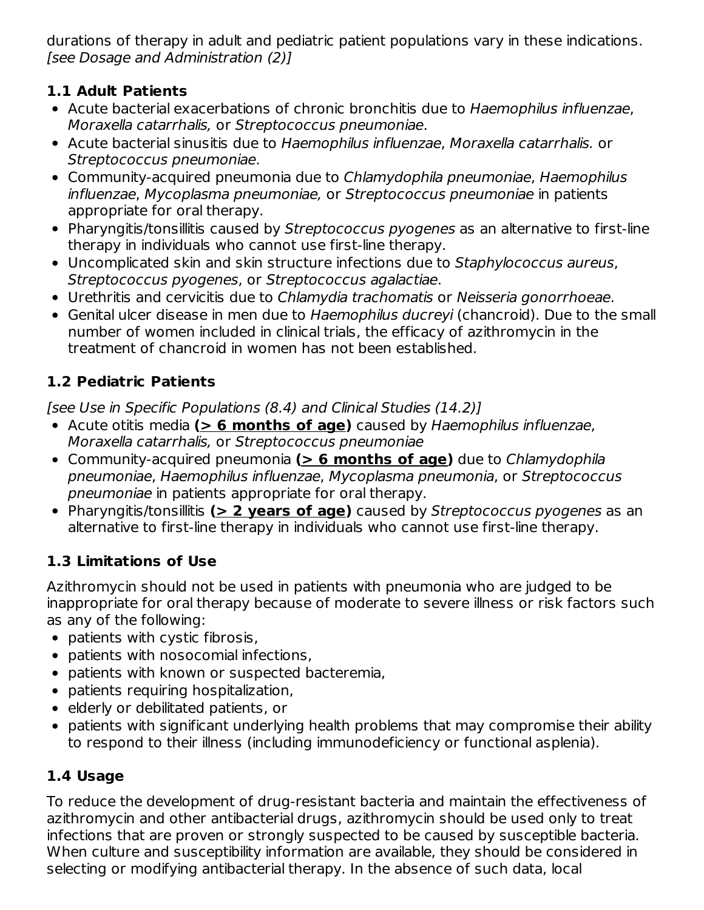durations of therapy in adult and pediatric patient populations vary in these indications. *[see Dosage and Administration (2)]*

### 1.1 Adult Patients

- Acute bacterial exacerbations of chronic bronchitis due to *Haemophilus influenzae*, *Moraxella catarrhalis,* or *Streptococcus pneumoniae*.
- Acute bacterial sinusitis due to *Haemophilus influenzae*, *Moraxella catarrhalis.* or *Streptococcus pneumoniae*.
- Community-acquired pneumonia due to *Chlamydophila pneumoniae*, *Haemophilus influenzae*, *Mycoplasma pneumoniae,* or *Streptococcus pneumoniae* in patients appropriate for oral therapy.
- Pharyngitis/tonsillitis caused by *Streptococcus pyogenes* as an alternative to first-line therapy in individuals who cannot use first-line therapy.
- Uncomplicated skin and skin structure infections due to *Staphylococcus aureus*, *Streptococcus pyogenes*, or *Streptococcus agalactiae*.
- Urethritis and cervicitis due to *Chlamydia trachomatis* or *Neisseria gonorrhoeae*.
- Genital ulcer disease in men due to *Haemophilus ducreyi* (chancroid). Due to the small number of women included in clinical trials, the efficacy of azithromycin in the treatment of chancroid in women has not been established.

### 1.2 Pediatric Patients

*[see Use in Specific Populations (8.4) and Clinical Studies (14.2)]*

- Acute otitis media **(> 6 months of age)** caused by *Haemophilus influenzae*, *Moraxella catarrhalis,* or *Streptococcus pneumoniae*
- Community-acquired pneumonia **(> 6 months of age)** due to *Chlamydophila pneumoniae*, *Haemophilus influenzae*, *Mycoplasma pneumonia*, or *Streptococcus pneumoniae* in patients appropriate for oral therapy.
- Pharyngitis/tonsillitis **(> 2 years of age)** caused by *Streptococcus pyogenes* as an alternative to first-line therapy in individuals who cannot use first-line therapy.

### 1.3 Limitations of Use

Azithromycin should not be used in patients with pneumonia who are judged to be inappropriate for oral therapy because of moderate to severe illness or risk factors such as any of the following:

- patients with cystic fibrosis,
- patients with nosocomial infections,
- patients with known or suspected bacteremia,
- patients requiring hospitalization,
- elderly or debilitated patients, or
- patients with significant underlying health problems that may compromise their ability to respond to their illness (including immunodeficiency or functional asplenia).

### 1.4 Usage

To reduce the development of drug-resistant bacteria and maintain the effectiveness of azithromycin and other antibacterial drugs, azithromycin should be used only to treat infections that are proven or strongly suspected to be caused by susceptible bacteria. When culture and susceptibility information are available, they should be considered in selecting or modifying antibacterial therapy. In the absence of such data, local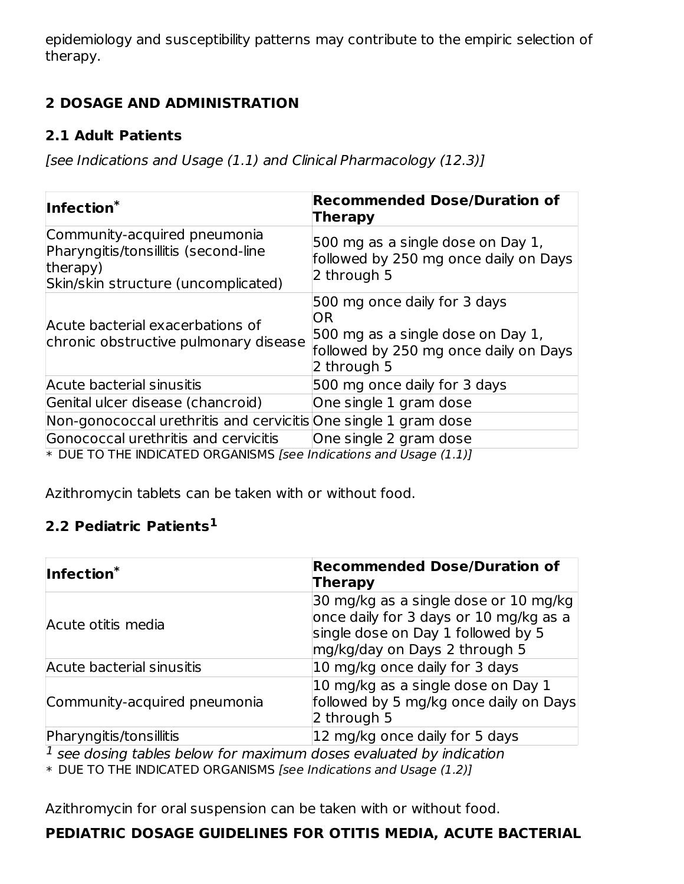epidemiology and susceptibility patterns may contribute to the empiric selection of therapy.

## 2 DOSAGE AND ADMINISTRATION

### 2.1 Adult Patients

*[see Indications and Usage (1.1) and Clinical Pharmacology (12.3)]*

| Infection* | Recommended Dose/Duration of Therapy |
| --- | --- |
| Community-acquired pneumonia<br>Pharyngitis/tonsillitis (second-line therapy)<br>Skin/skin structure (uncomplicated) | 500 mg as a single dose on Day 1, followed by 250 mg once daily on Days 2 through 5 |
| Acute bacterial exacerbations of chronic obstructive pulmonary disease | 500 mg once daily for 3 days<br>OR<br>500 mg as a single dose on Day 1, followed by 250 mg once daily on Days 2 through 5 |
| Acute bacterial sinusitis | 500 mg once daily for 3 days |
| Genital ulcer disease (chancroid) | One single 1 gram dose |
| Non-gonococcal urethritis and cervicitis | One single 1 gram dose |
| Gonococcal urethritis and cervicitis | One single 2 gram dose |

* DUE TO THE INDICATED ORGANISMS *[see Indications and Usage (1.1)]*

Azithromycin tablets can be taken with or without food.

### 2.2 Pediatric Patients[1]

| Infection* | Recommended Dose/Duration of Therapy |
| --- | --- |
| Acute otitis media | 30 mg/kg as a single dose or 10 mg/kg once daily for 3 days or 10 mg/kg as a single dose on Day 1 followed by 5 mg/kg/day on Days 2 through 5 |
| Acute bacterial sinusitis | 10 mg/kg once daily for 3 days |
| Community-acquired pneumonia | 10 mg/kg as a single dose on Day 1 followed by 5 mg/kg once daily on Days 2 through 5 |
| Pharyngitis/tonsillitis | 12 mg/kg once daily for 5 days |

[1] *see dosing tables below for maximum doses evaluated by indication*

* DUE TO THE INDICATED ORGANISMS *[see Indications and Usage (1.2)]*

Azithromycin for oral suspension can be taken with or without food.

**PEDIATRIC DOSAGE GUIDELINES FOR OTITIS MEDIA, ACUTE BACTERIAL**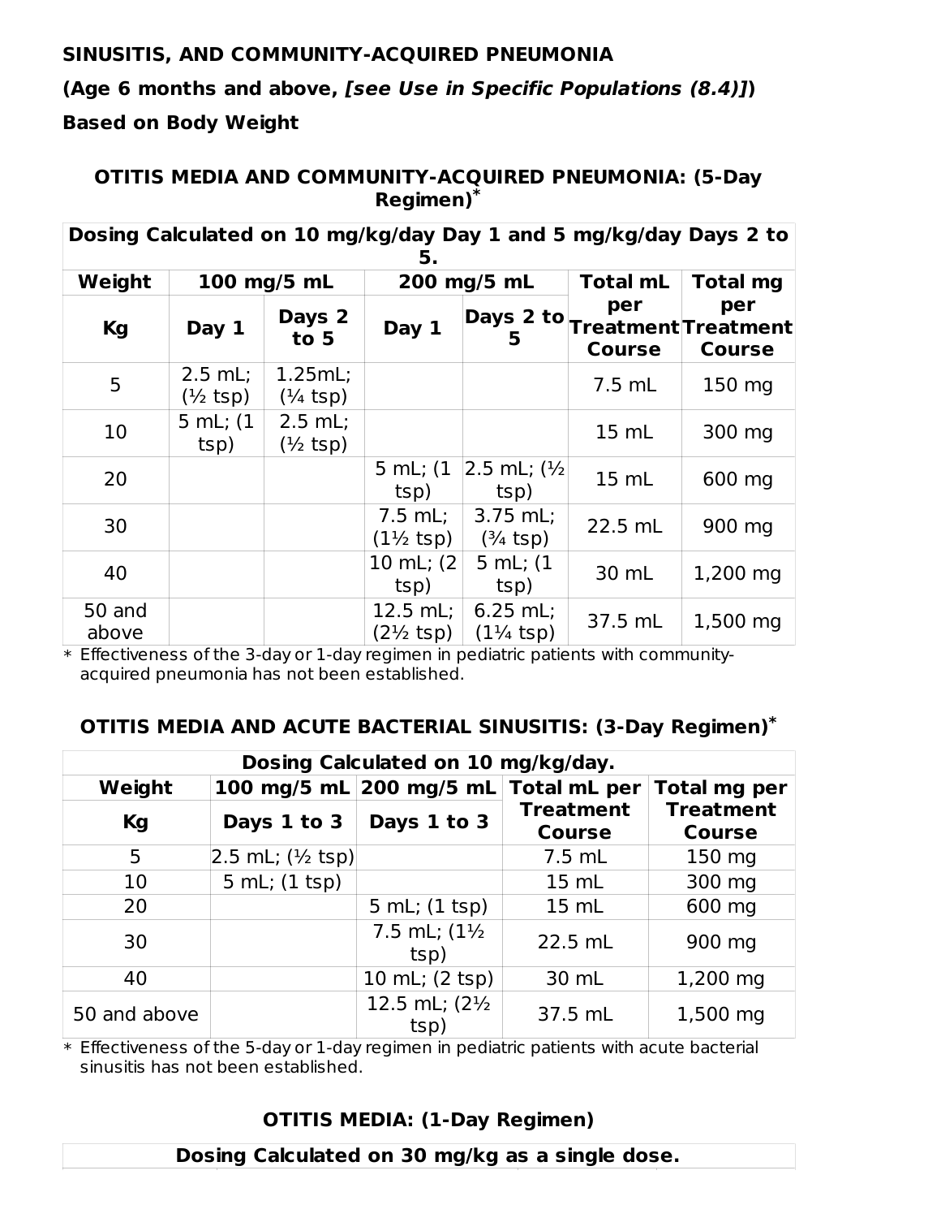**SINUSITIS, AND COMMUNITY-ACQUIRED PNEUMONIA**

**(Age 6 months and above, *[see Use in Specific Populations (8.4)]*)**

**Based on Body Weight**

### OTITIS MEDIA AND COMMUNITY-ACQUIRED PNEUMONIA: (5-Day Regimen)*

| Dosing Calculated on 10 mg/kg/day Day 1 and 5 mg/kg/day Days 2 to 5. | | | | | | |
|---|---|---|---|---|---|---|
| **Weight** | **100 mg/5 mL** | | **200 mg/5 mL** | | **Total mL** | **Total mg** |
| **Kg** | **Day 1** | **Days 2 to 5** | **Day 1** | **Days 2 to 5** | **per Treatment Course** | **per Treatment Course** |
| 5 | 2.5 mL; (½ tsp) | 1.25mL; (¼ tsp) | | | 7.5 mL | 150 mg |
| 10 | 5 mL; (1 tsp) | 2.5 mL; (½ tsp) | | | 15 mL | 300 mg |
| 20 | | | 5 mL; (1 tsp) | 2.5 mL; (½ tsp) | 15 mL | 600 mg |
| 30 | | | 7.5 mL; (1½ tsp) | 3.75 mL; (¾ tsp) | 22.5 mL | 900 mg |
| 40 | | | 10 mL; (2 tsp) | 5 mL; (1 tsp) | 30 mL | 1,200 mg |
| 50 and above | | | 12.5 mL; (2½ tsp) | 6.25 mL; (1¼ tsp) | 37.5 mL | 1,500 mg |

\* Effectiveness of the 3-day or 1-day regimen in pediatric patients with community-acquired pneumonia has not been established.

### OTITIS MEDIA AND ACUTE BACTERIAL SINUSITIS: (3-Day Regimen)*

| Dosing Calculated on 10 mg/kg/day. | | | | |
|---|---|---|---|---|
| **Weight** | **100 mg/5 mL** | **200 mg/5 mL** | **Total mL per** | **Total mg per** |
| **Kg** | **Days 1 to 3** | **Days 1 to 3** | **Treatment Course** | **Treatment Course** |
| 5 | 2.5 mL; (½ tsp) | | 7.5 mL | 150 mg |
| 10 | 5 mL; (1 tsp) | | 15 mL | 300 mg |
| 20 | | 5 mL; (1 tsp) | 15 mL | 600 mg |
| 30 | | 7.5 mL; (1½ tsp) | 22.5 mL | 900 mg |
| 40 | | 10 mL; (2 tsp) | 30 mL | 1,200 mg |
| 50 and above | | 12.5 mL; (2½ tsp) | 37.5 mL | 1,500 mg |

\* Effectiveness of the 5-day or 1-day regimen in pediatric patients with acute bacterial sinusitis has not been established.

### OTITIS MEDIA: (1-Day Regimen)

| Dosing Calculated on 30 mg/kg as a single dose. |
|---|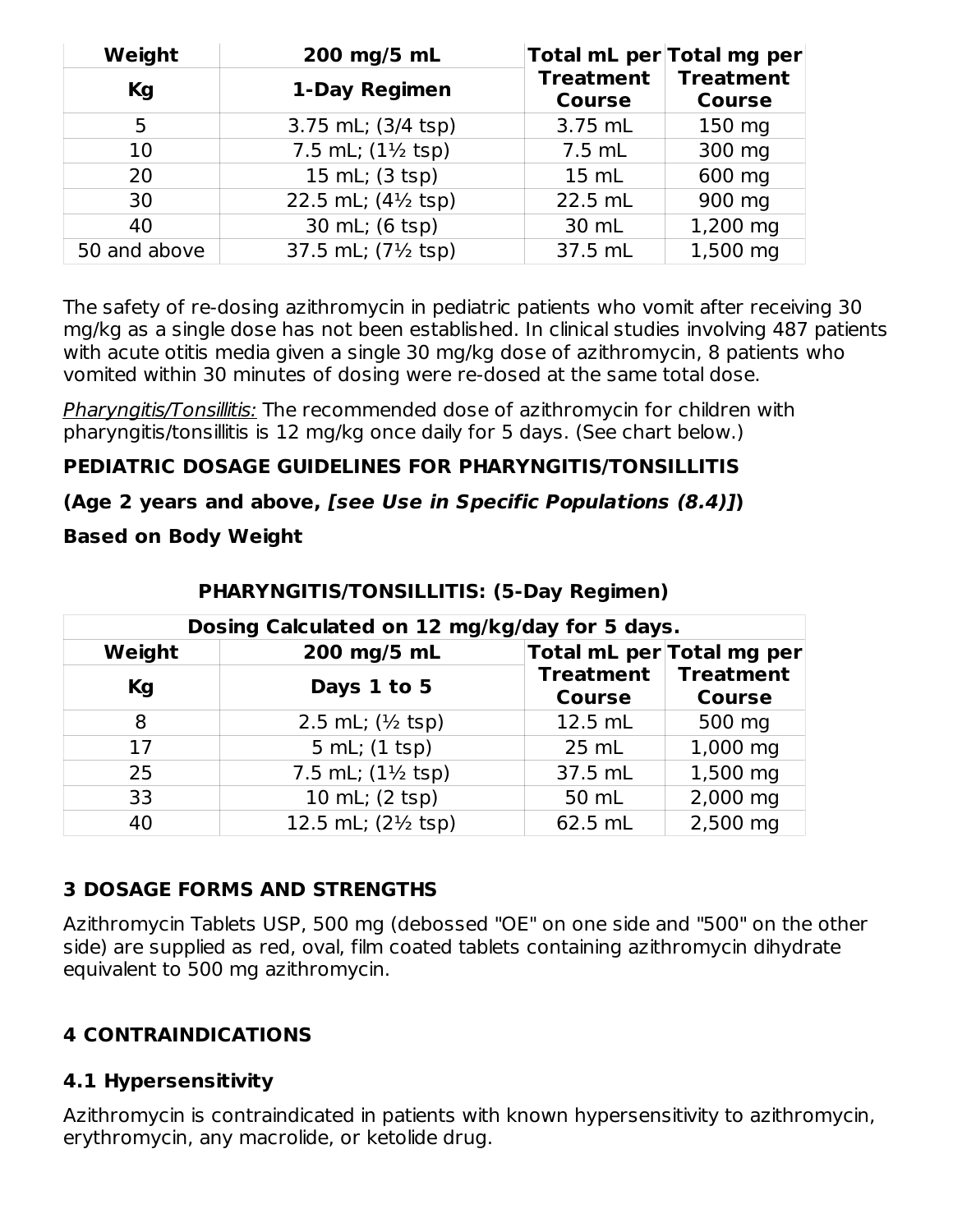| Weight | 200 mg/5 mL | Total mL per | Total mg per |
|---|---|---|---|
| Kg | 1-Day Regimen | Treatment Course | Treatment Course |
| 5 | 3.75 mL; (3/4 tsp) | 3.75 mL | 150 mg |
| 10 | 7.5 mL; (1½ tsp) | 7.5 mL | 300 mg |
| 20 | 15 mL; (3 tsp) | 15 mL | 600 mg |
| 30 | 22.5 mL; (4½ tsp) | 22.5 mL | 900 mg |
| 40 | 30 mL; (6 tsp) | 30 mL | 1,200 mg |
| 50 and above | 37.5 mL; (7½ tsp) | 37.5 mL | 1,500 mg |

The safety of re-dosing azithromycin in pediatric patients who vomit after receiving 30 mg/kg as a single dose has not been established. In clinical studies involving 487 patients with acute otitis media given a single 30 mg/kg dose of azithromycin, 8 patients who vomited within 30 minutes of dosing were re-dosed at the same total dose.

_Pharyngitis/Tonsillitis:_ The recommended dose of azithromycin for children with pharyngitis/tonsillitis is 12 mg/kg once daily for 5 days. (See chart below.)

**PEDIATRIC DOSAGE GUIDELINES FOR PHARYNGITIS/TONSILLITIS**

**(Age 2 years and above, *[see Use in Specific Populations (8.4)]*)**

**Based on Body Weight**

**PHARYNGITIS/TONSILLITIS: (5-Day Regimen)**

| Dosing Calculated on 12 mg/kg/day for 5 days. | | | |
|---|---|---|---|
| Weight | 200 mg/5 mL | Total mL per | Total mg per |
| Kg | Days 1 to 5 | Treatment Course | Treatment Course |
| 8 | 2.5 mL; (½ tsp) | 12.5 mL | 500 mg |
| 17 | 5 mL; (1 tsp) | 25 mL | 1,000 mg |
| 25 | 7.5 mL; (1½ tsp) | 37.5 mL | 1,500 mg |
| 33 | 10 mL; (2 tsp) | 50 mL | 2,000 mg |
| 40 | 12.5 mL; (2½ tsp) | 62.5 mL | 2,500 mg |

## 3 DOSAGE FORMS AND STRENGTHS

Azithromycin Tablets USP, 500 mg (debossed "OE" on one side and "500" on the other side) are supplied as red, oval, film coated tablets containing azithromycin dihydrate equivalent to 500 mg azithromycin.

## 4 CONTRAINDICATIONS

### 4.1 Hypersensitivity

Azithromycin is contraindicated in patients with known hypersensitivity to azithromycin, erythromycin, any macrolide, or ketolide drug.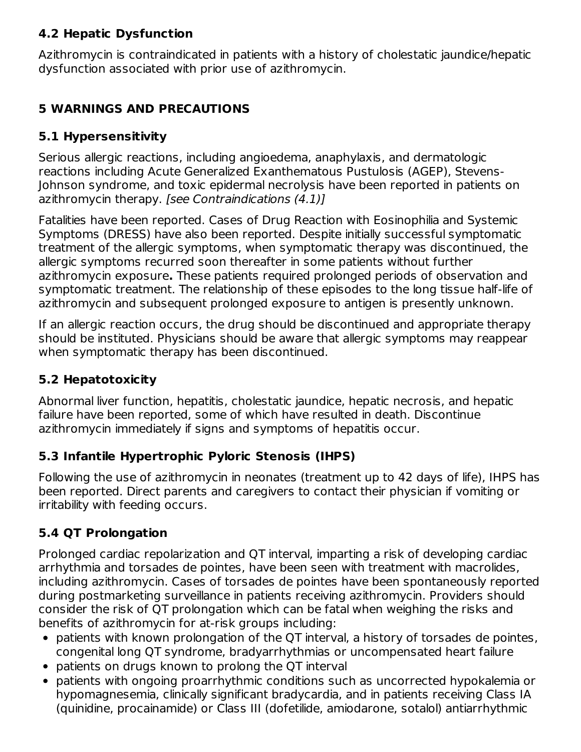### 4.2 Hepatic Dysfunction

Azithromycin is contraindicated in patients with a history of cholestatic jaundice/hepatic dysfunction associated with prior use of azithromycin.

## 5 WARNINGS AND PRECAUTIONS

### 5.1 Hypersensitivity

Serious allergic reactions, including angioedema, anaphylaxis, and dermatologic reactions including Acute Generalized Exanthematous Pustulosis (AGEP), Stevens-Johnson syndrome, and toxic epidermal necrolysis have been reported in patients on azithromycin therapy. *[see Contraindications (4.1)]*

Fatalities have been reported. Cases of Drug Reaction with Eosinophilia and Systemic Symptoms (DRESS) have also been reported. Despite initially successful symptomatic treatment of the allergic symptoms, when symptomatic therapy was discontinued, the allergic symptoms recurred soon thereafter in some patients without further azithromycin exposure**.** These patients required prolonged periods of observation and symptomatic treatment. The relationship of these episodes to the long tissue half-life of azithromycin and subsequent prolonged exposure to antigen is presently unknown.

If an allergic reaction occurs, the drug should be discontinued and appropriate therapy should be instituted. Physicians should be aware that allergic symptoms may reappear when symptomatic therapy has been discontinued.

### 5.2 Hepatotoxicity

Abnormal liver function, hepatitis, cholestatic jaundice, hepatic necrosis, and hepatic failure have been reported, some of which have resulted in death. Discontinue azithromycin immediately if signs and symptoms of hepatitis occur.

### 5.3 Infantile Hypertrophic Pyloric Stenosis (IHPS)

Following the use of azithromycin in neonates (treatment up to 42 days of life), IHPS has been reported. Direct parents and caregivers to contact their physician if vomiting or irritability with feeding occurs.

### 5.4 QT Prolongation

Prolonged cardiac repolarization and QT interval, imparting a risk of developing cardiac arrhythmia and torsades de pointes, have been seen with treatment with macrolides, including azithromycin. Cases of torsades de pointes have been spontaneously reported during postmarketing surveillance in patients receiving azithromycin. Providers should consider the risk of QT prolongation which can be fatal when weighing the risks and benefits of azithromycin for at-risk groups including:

- patients with known prolongation of the QT interval, a history of torsades de pointes, congenital long QT syndrome, bradyarrhythmias or uncompensated heart failure
- patients on drugs known to prolong the QT interval
- patients with ongoing proarrhythmic conditions such as uncorrected hypokalemia or hypomagnesemia, clinically significant bradycardia, and in patients receiving Class IA (quinidine, procainamide) or Class III (dofetilide, amiodarone, sotalol) antiarrhythmic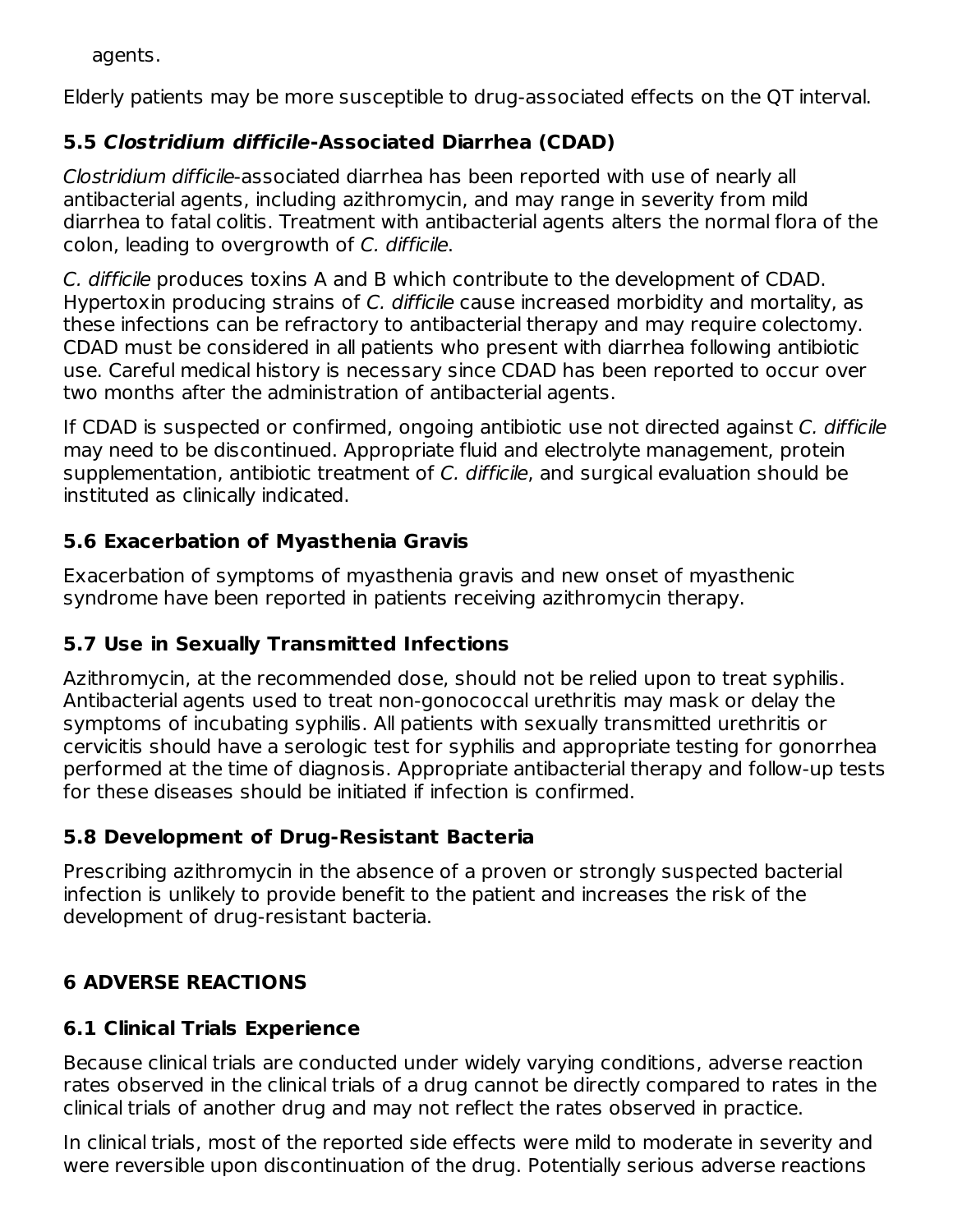agents.

Elderly patients may be more susceptible to drug-associated effects on the QT interval.

### 5.5 *Clostridium difficile*-Associated Diarrhea (CDAD)

*Clostridium difficile*-associated diarrhea has been reported with use of nearly all antibacterial agents, including azithromycin, and may range in severity from mild diarrhea to fatal colitis. Treatment with antibacterial agents alters the normal flora of the colon, leading to overgrowth of *C. difficile*.

*C. difficile* produces toxins A and B which contribute to the development of CDAD. Hypertoxin producing strains of *C. difficile* cause increased morbidity and mortality, as these infections can be refractory to antibacterial therapy and may require colectomy. CDAD must be considered in all patients who present with diarrhea following antibiotic use. Careful medical history is necessary since CDAD has been reported to occur over two months after the administration of antibacterial agents.

If CDAD is suspected or confirmed, ongoing antibiotic use not directed against *C. difficile* may need to be discontinued. Appropriate fluid and electrolyte management, protein supplementation, antibiotic treatment of *C. difficile*, and surgical evaluation should be instituted as clinically indicated.

### 5.6 Exacerbation of Myasthenia Gravis

Exacerbation of symptoms of myasthenia gravis and new onset of myasthenic syndrome have been reported in patients receiving azithromycin therapy.

### 5.7 Use in Sexually Transmitted Infections

Azithromycin, at the recommended dose, should not be relied upon to treat syphilis. Antibacterial agents used to treat non-gonococcal urethritis may mask or delay the symptoms of incubating syphilis. All patients with sexually transmitted urethritis or cervicitis should have a serologic test for syphilis and appropriate testing for gonorrhea performed at the time of diagnosis. Appropriate antibacterial therapy and follow-up tests for these diseases should be initiated if infection is confirmed.

### 5.8 Development of Drug-Resistant Bacteria

Prescribing azithromycin in the absence of a proven or strongly suspected bacterial infection is unlikely to provide benefit to the patient and increases the risk of the development of drug-resistant bacteria.

## 6 ADVERSE REACTIONS

### 6.1 Clinical Trials Experience

Because clinical trials are conducted under widely varying conditions, adverse reaction rates observed in the clinical trials of a drug cannot be directly compared to rates in the clinical trials of another drug and may not reflect the rates observed in practice.

In clinical trials, most of the reported side effects were mild to moderate in severity and were reversible upon discontinuation of the drug. Potentially serious adverse reactions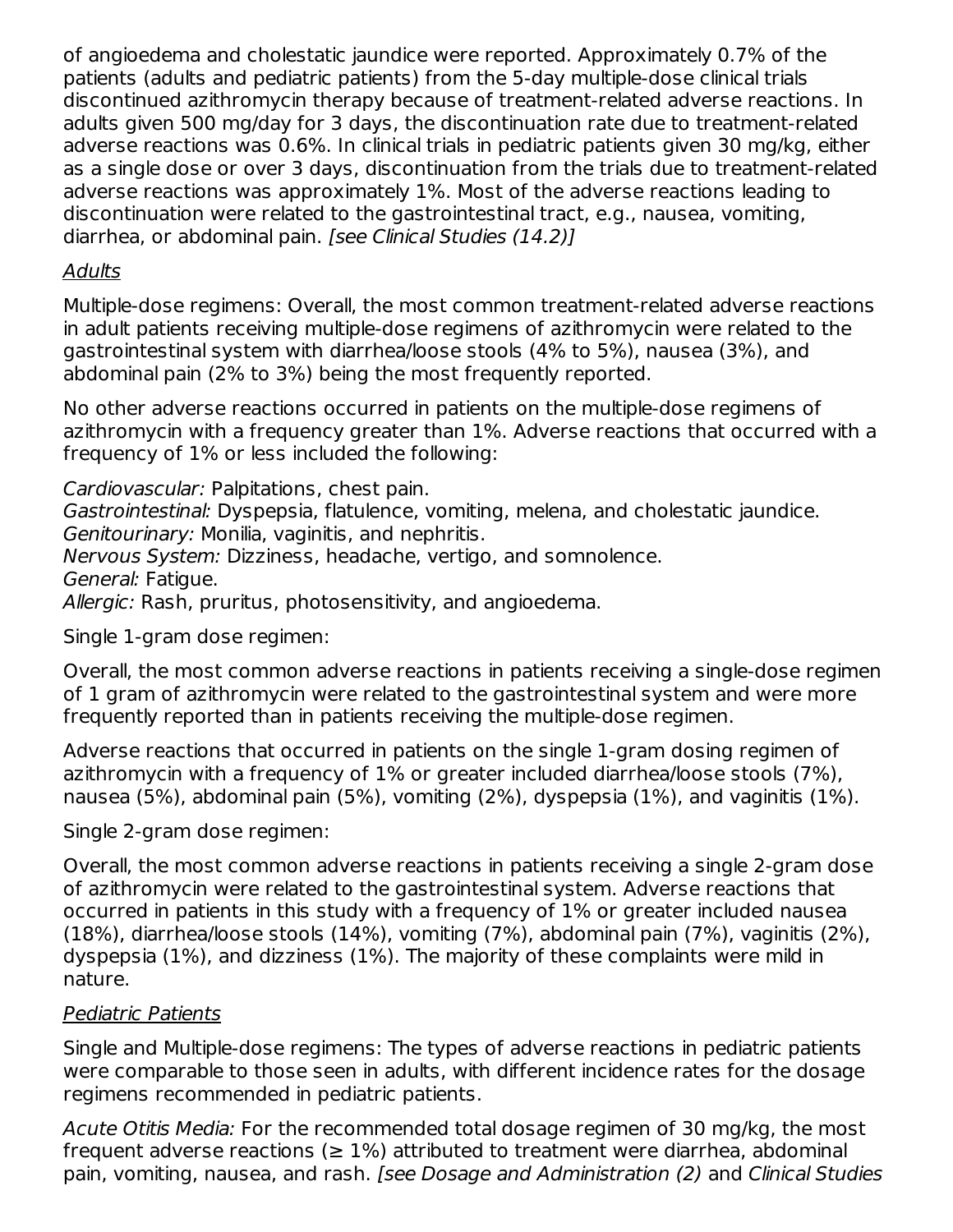of angioedema and cholestatic jaundice were reported. Approximately 0.7% of the patients (adults and pediatric patients) from the 5-day multiple-dose clinical trials discontinued azithromycin therapy because of treatment-related adverse reactions. In adults given 500 mg/day for 3 days, the discontinuation rate due to treatment-related adverse reactions was 0.6%. In clinical trials in pediatric patients given 30 mg/kg, either as a single dose or over 3 days, discontinuation from the trials due to treatment-related adverse reactions was approximately 1%. Most of the adverse reactions leading to discontinuation were related to the gastrointestinal tract, e.g., nausea, vomiting, diarrhea, or abdominal pain. *[see Clinical Studies (14.2)]*

Adults

Multiple-dose regimens: Overall, the most common treatment-related adverse reactions in adult patients receiving multiple-dose regimens of azithromycin were related to the gastrointestinal system with diarrhea/loose stools (4% to 5%), nausea (3%), and abdominal pain (2% to 3%) being the most frequently reported.

No other adverse reactions occurred in patients on the multiple-dose regimens of azithromycin with a frequency greater than 1%. Adverse reactions that occurred with a frequency of 1% or less included the following:

*Cardiovascular:* Palpitations, chest pain.
*Gastrointestinal:* Dyspepsia, flatulence, vomiting, melena, and cholestatic jaundice.
*Genitourinary:* Monilia, vaginitis, and nephritis.
*Nervous System:* Dizziness, headache, vertigo, and somnolence.
*General:* Fatigue.
*Allergic:* Rash, pruritus, photosensitivity, and angioedema.

Single 1-gram dose regimen:

Overall, the most common adverse reactions in patients receiving a single-dose regimen of 1 gram of azithromycin were related to the gastrointestinal system and were more frequently reported than in patients receiving the multiple-dose regimen.

Adverse reactions that occurred in patients on the single 1-gram dosing regimen of azithromycin with a frequency of 1% or greater included diarrhea/loose stools (7%), nausea (5%), abdominal pain (5%), vomiting (2%), dyspepsia (1%), and vaginitis (1%).

Single 2-gram dose regimen:

Overall, the most common adverse reactions in patients receiving a single 2-gram dose of azithromycin were related to the gastrointestinal system. Adverse reactions that occurred in patients in this study with a frequency of 1% or greater included nausea (18%), diarrhea/loose stools (14%), vomiting (7%), abdominal pain (7%), vaginitis (2%), dyspepsia (1%), and dizziness (1%). The majority of these complaints were mild in nature.

Pediatric Patients

Single and Multiple-dose regimens: The types of adverse reactions in pediatric patients were comparable to those seen in adults, with different incidence rates for the dosage regimens recommended in pediatric patients.

*Acute Otitis Media:* For the recommended total dosage regimen of 30 mg/kg, the most frequent adverse reactions (≥ 1%) attributed to treatment were diarrhea, abdominal pain, vomiting, nausea, and rash. *[see Dosage and Administration (2)* and *Clinical Studies*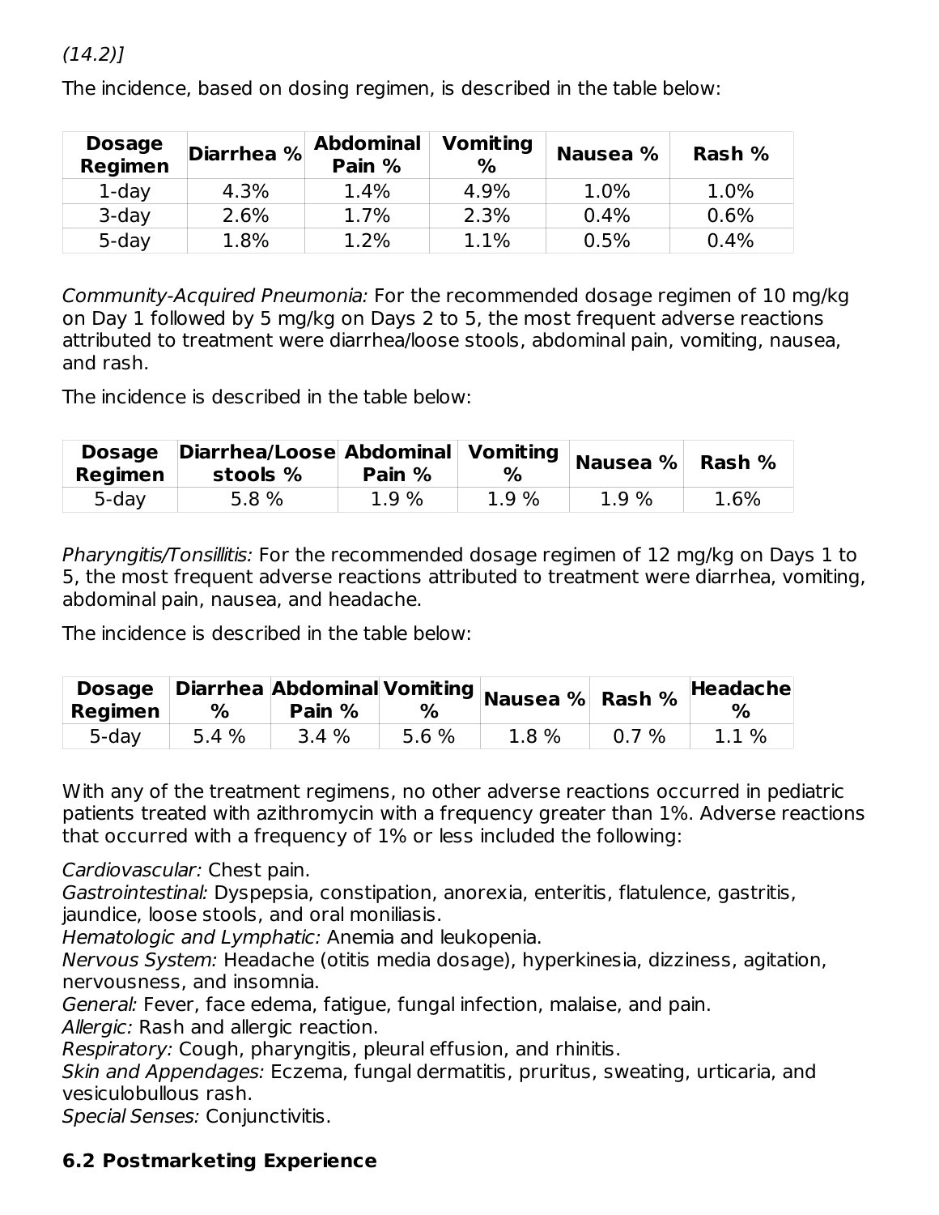(14.2)]

The incidence, based on dosing regimen, is described in the table below:

| Dosage Regimen | Diarrhea % | Abdominal Pain % | Vomiting % | Nausea % | Rash % |
|---|---|---|---|---|---|
| 1-day | 4.3% | 1.4% | 4.9% | 1.0% | 1.0% |
| 3-day | 2.6% | 1.7% | 2.3% | 0.4% | 0.6% |
| 5-day | 1.8% | 1.2% | 1.1% | 0.5% | 0.4% |

*Community-Acquired Pneumonia:* For the recommended dosage regimen of 10 mg/kg on Day 1 followed by 5 mg/kg on Days 2 to 5, the most frequent adverse reactions attributed to treatment were diarrhea/loose stools, abdominal pain, vomiting, nausea, and rash.

The incidence is described in the table below:

| Dosage Regimen | Diarrhea/Loose stools % | Abdominal Pain % | Vomiting % | Nausea % | Rash % |
|---|---|---|---|---|---|
| 5-day | 5.8 % | 1.9 % | 1.9 % | 1.9 % | 1.6% |

*Pharyngitis/Tonsillitis:* For the recommended dosage regimen of 12 mg/kg on Days 1 to 5, the most frequent adverse reactions attributed to treatment were diarrhea, vomiting, abdominal pain, nausea, and headache.

The incidence is described in the table below:

| Dosage Regimen | Diarrhea % | Abdominal Pain % | Vomiting % | Nausea % | Rash % | Headache % |
|---|---|---|---|---|---|---|
| 5-day | 5.4 % | 3.4 % | 5.6 % | 1.8 % | 0.7 % | 1.1 % |

With any of the treatment regimens, no other adverse reactions occurred in pediatric patients treated with azithromycin with a frequency greater than 1%. Adverse reactions that occurred with a frequency of 1% or less included the following:

*Cardiovascular:* Chest pain.
*Gastrointestinal:* Dyspepsia, constipation, anorexia, enteritis, flatulence, gastritis, jaundice, loose stools, and oral moniliasis.
*Hematologic and Lymphatic:* Anemia and leukopenia.
*Nervous System:* Headache (otitis media dosage), hyperkinesia, dizziness, agitation, nervousness, and insomnia.
*General:* Fever, face edema, fatigue, fungal infection, malaise, and pain.
*Allergic:* Rash and allergic reaction.
*Respiratory:* Cough, pharyngitis, pleural effusion, and rhinitis.
*Skin and Appendages:* Eczema, fungal dermatitis, pruritus, sweating, urticaria, and vesiculobullous rash.
*Special Senses:* Conjunctivitis.

## 6.2 Postmarketing Experience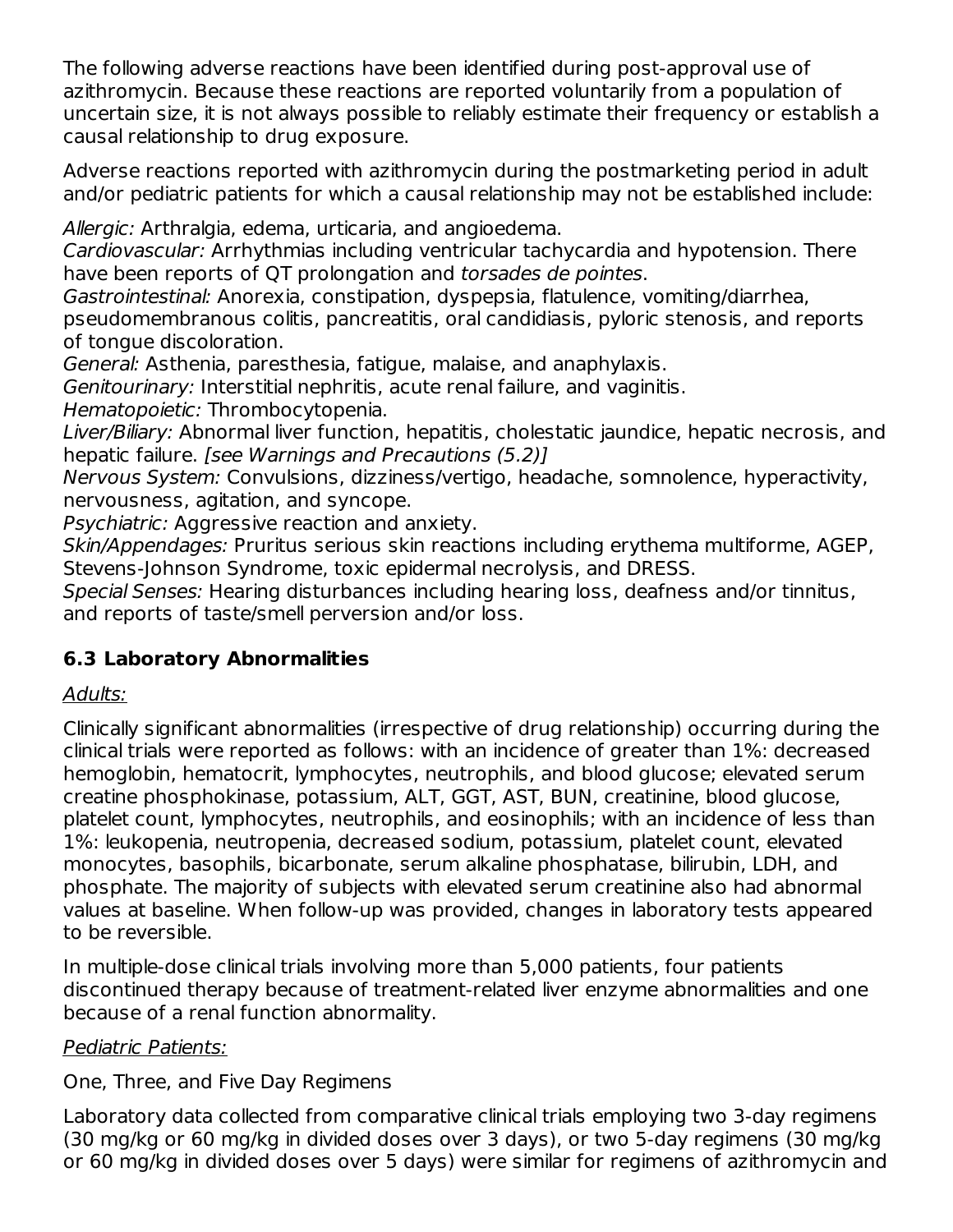The following adverse reactions have been identified during post-approval use of azithromycin. Because these reactions are reported voluntarily from a population of uncertain size, it is not always possible to reliably estimate their frequency or establish a causal relationship to drug exposure.

Adverse reactions reported with azithromycin during the postmarketing period in adult and/or pediatric patients for which a causal relationship may not be established include:

*Allergic:* Arthralgia, edema, urticaria, and angioedema.
*Cardiovascular:* Arrhythmias including ventricular tachycardia and hypotension. There have been reports of QT prolongation and *torsades de pointes*.
*Gastrointestinal:* Anorexia, constipation, dyspepsia, flatulence, vomiting/diarrhea, pseudomembranous colitis, pancreatitis, oral candidiasis, pyloric stenosis, and reports of tongue discoloration.
*General:* Asthenia, paresthesia, fatigue, malaise, and anaphylaxis.
*Genitourinary:* Interstitial nephritis, acute renal failure, and vaginitis.
*Hematopoietic:* Thrombocytopenia.
*Liver/Biliary:* Abnormal liver function, hepatitis, cholestatic jaundice, hepatic necrosis, and hepatic failure. *[see Warnings and Precautions (5.2)]*
*Nervous System:* Convulsions, dizziness/vertigo, headache, somnolence, hyperactivity, nervousness, agitation, and syncope.
*Psychiatric:* Aggressive reaction and anxiety.
*Skin/Appendages:* Pruritus serious skin reactions including erythema multiforme, AGEP, Stevens-Johnson Syndrome, toxic epidermal necrolysis, and DRESS.
*Special Senses:* Hearing disturbances including hearing loss, deafness and/or tinnitus, and reports of taste/smell perversion and/or loss.

### 6.3 Laboratory Abnormalities

<u>Adults:</u>

Clinically significant abnormalities (irrespective of drug relationship) occurring during the clinical trials were reported as follows: with an incidence of greater than 1%: decreased hemoglobin, hematocrit, lymphocytes, neutrophils, and blood glucose; elevated serum creatine phosphokinase, potassium, ALT, GGT, AST, BUN, creatinine, blood glucose, platelet count, lymphocytes, neutrophils, and eosinophils; with an incidence of less than 1%: leukopenia, neutropenia, decreased sodium, potassium, platelet count, elevated monocytes, basophils, bicarbonate, serum alkaline phosphatase, bilirubin, LDH, and phosphate. The majority of subjects with elevated serum creatinine also had abnormal values at baseline. When follow-up was provided, changes in laboratory tests appeared to be reversible.

In multiple-dose clinical trials involving more than 5,000 patients, four patients discontinued therapy because of treatment-related liver enzyme abnormalities and one because of a renal function abnormality.

<u>Pediatric Patients:</u>

One, Three, and Five Day Regimens

Laboratory data collected from comparative clinical trials employing two 3-day regimens (30 mg/kg or 60 mg/kg in divided doses over 3 days), or two 5-day regimens (30 mg/kg or 60 mg/kg in divided doses over 5 days) were similar for regimens of azithromycin and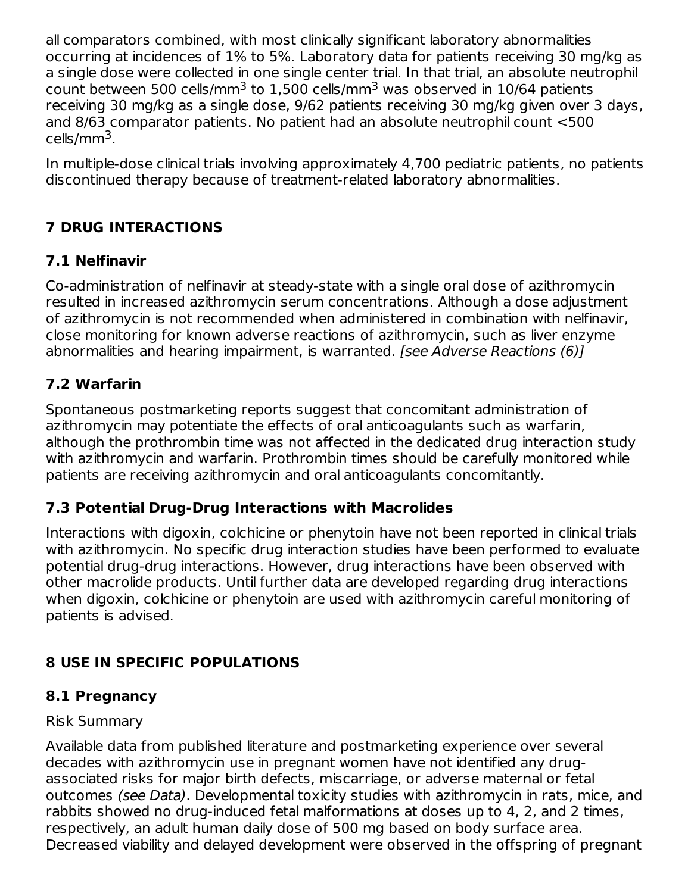all comparators combined, with most clinically significant laboratory abnormalities occurring at incidences of 1% to 5%. Laboratory data for patients receiving 30 mg/kg as a single dose were collected in one single center trial. In that trial, an absolute neutrophil count between 500 cells/mm$^3$ to 1,500 cells/mm$^3$ was observed in 10/64 patients receiving 30 mg/kg as a single dose, 9/62 patients receiving 30 mg/kg given over 3 days, and 8/63 comparator patients. No patient had an absolute neutrophil count <500 cells/mm$^3$.

In multiple-dose clinical trials involving approximately 4,700 pediatric patients, no patients discontinued therapy because of treatment-related laboratory abnormalities.

## 7 DRUG INTERACTIONS

### 7.1 Nelfinavir

Co-administration of nelfinavir at steady-state with a single oral dose of azithromycin resulted in increased azithromycin serum concentrations. Although a dose adjustment of azithromycin is not recommended when administered in combination with nelfinavir, close monitoring for known adverse reactions of azithromycin, such as liver enzyme abnormalities and hearing impairment, is warranted. *[see Adverse Reactions (6)]*

### 7.2 Warfarin

Spontaneous postmarketing reports suggest that concomitant administration of azithromycin may potentiate the effects of oral anticoagulants such as warfarin, although the prothrombin time was not affected in the dedicated drug interaction study with azithromycin and warfarin. Prothrombin times should be carefully monitored while patients are receiving azithromycin and oral anticoagulants concomitantly.

### 7.3 Potential Drug-Drug Interactions with Macrolides

Interactions with digoxin, colchicine or phenytoin have not been reported in clinical trials with azithromycin. No specific drug interaction studies have been performed to evaluate potential drug-drug interactions. However, drug interactions have been observed with other macrolide products. Until further data are developed regarding drug interactions when digoxin, colchicine or phenytoin are used with azithromycin careful monitoring of patients is advised.

## 8 USE IN SPECIFIC POPULATIONS

### 8.1 Pregnancy

Risk Summary

Available data from published literature and postmarketing experience over several decades with azithromycin use in pregnant women have not identified any drug-associated risks for major birth defects, miscarriage, or adverse maternal or fetal outcomes *(see Data)*. Developmental toxicity studies with azithromycin in rats, mice, and rabbits showed no drug-induced fetal malformations at doses up to 4, 2, and 2 times, respectively, an adult human daily dose of 500 mg based on body surface area. Decreased viability and delayed development were observed in the offspring of pregnant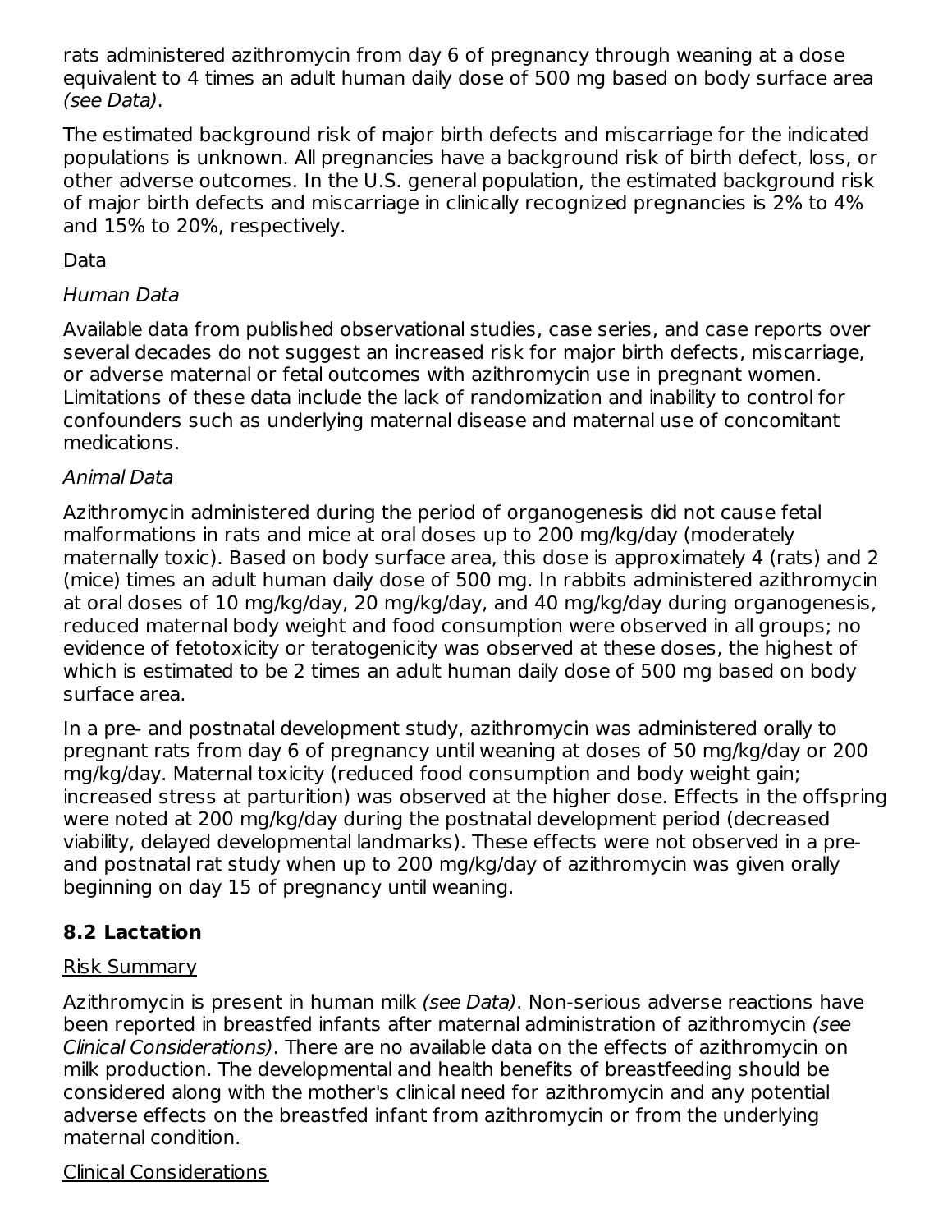rats administered azithromycin from day 6 of pregnancy through weaning at a dose equivalent to 4 times an adult human daily dose of 500 mg based on body surface area *(see Data)*.

The estimated background risk of major birth defects and miscarriage for the indicated populations is unknown. All pregnancies have a background risk of birth defect, loss, or other adverse outcomes. In the U.S. general population, the estimated background risk of major birth defects and miscarriage in clinically recognized pregnancies is 2% to 4% and 15% to 20%, respectively.

<u>Data</u>

*Human Data*

Available data from published observational studies, case series, and case reports over several decades do not suggest an increased risk for major birth defects, miscarriage, or adverse maternal or fetal outcomes with azithromycin use in pregnant women. Limitations of these data include the lack of randomization and inability to control for confounders such as underlying maternal disease and maternal use of concomitant medications.

*Animal Data*

Azithromycin administered during the period of organogenesis did not cause fetal malformations in rats and mice at oral doses up to 200 mg/kg/day (moderately maternally toxic). Based on body surface area, this dose is approximately 4 (rats) and 2 (mice) times an adult human daily dose of 500 mg. In rabbits administered azithromycin at oral doses of 10 mg/kg/day, 20 mg/kg/day, and 40 mg/kg/day during organogenesis, reduced maternal body weight and food consumption were observed in all groups; no evidence of fetotoxicity or teratogenicity was observed at these doses, the highest of which is estimated to be 2 times an adult human daily dose of 500 mg based on body surface area.

In a pre- and postnatal development study, azithromycin was administered orally to pregnant rats from day 6 of pregnancy until weaning at doses of 50 mg/kg/day or 200 mg/kg/day. Maternal toxicity (reduced food consumption and body weight gain; increased stress at parturition) was observed at the higher dose. Effects in the offspring were noted at 200 mg/kg/day during the postnatal development period (decreased viability, delayed developmental landmarks). These effects were not observed in a pre- and postnatal rat study when up to 200 mg/kg/day of azithromycin was given orally beginning on day 15 of pregnancy until weaning.

## 8.2 Lactation

<u>Risk Summary</u>

Azithromycin is present in human milk *(see Data)*. Non-serious adverse reactions have been reported in breastfed infants after maternal administration of azithromycin *(see Clinical Considerations)*. There are no available data on the effects of azithromycin on milk production. The developmental and health benefits of breastfeeding should be considered along with the mother's clinical need for azithromycin and any potential adverse effects on the breastfed infant from azithromycin or from the underlying maternal condition.

<u>Clinical Considerations</u>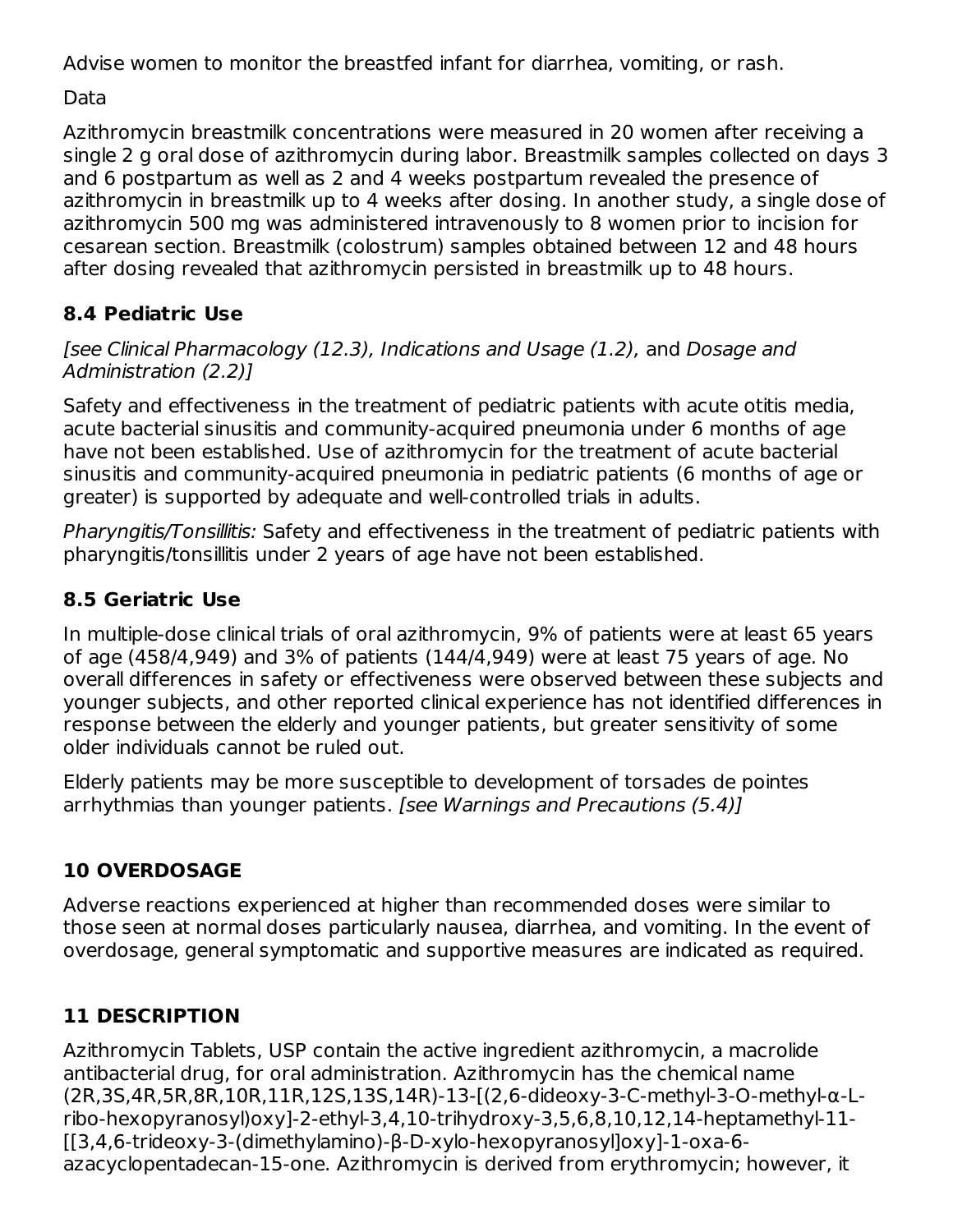Advise women to monitor the breastfed infant for diarrhea, vomiting, or rash.

Data

Azithromycin breastmilk concentrations were measured in 20 women after receiving a single 2 g oral dose of azithromycin during labor. Breastmilk samples collected on days 3 and 6 postpartum as well as 2 and 4 weeks postpartum revealed the presence of azithromycin in breastmilk up to 4 weeks after dosing. In another study, a single dose of azithromycin 500 mg was administered intravenously to 8 women prior to incision for cesarean section. Breastmilk (colostrum) samples obtained between 12 and 48 hours after dosing revealed that azithromycin persisted in breastmilk up to 48 hours.

### 8.4 Pediatric Use

*[see Clinical Pharmacology (12.3), Indications and Usage (1.2),* and *Dosage and Administration (2.2)]*

Safety and effectiveness in the treatment of pediatric patients with acute otitis media, acute bacterial sinusitis and community-acquired pneumonia under 6 months of age have not been established. Use of azithromycin for the treatment of acute bacterial sinusitis and community-acquired pneumonia in pediatric patients (6 months of age or greater) is supported by adequate and well-controlled trials in adults.

*Pharyngitis/Tonsillitis:* Safety and effectiveness in the treatment of pediatric patients with pharyngitis/tonsillitis under 2 years of age have not been established.

### 8.5 Geriatric Use

In multiple-dose clinical trials of oral azithromycin, 9% of patients were at least 65 years of age (458/4,949) and 3% of patients (144/4,949) were at least 75 years of age. No overall differences in safety or effectiveness were observed between these subjects and younger subjects, and other reported clinical experience has not identified differences in response between the elderly and younger patients, but greater sensitivity of some older individuals cannot be ruled out.

Elderly patients may be more susceptible to development of torsades de pointes arrhythmias than younger patients. *[see Warnings and Precautions (5.4)]*

## 10 OVERDOSAGE

Adverse reactions experienced at higher than recommended doses were similar to those seen at normal doses particularly nausea, diarrhea, and vomiting. In the event of overdosage, general symptomatic and supportive measures are indicated as required.

## 11 DESCRIPTION

Azithromycin Tablets, USP contain the active ingredient azithromycin, a macrolide antibacterial drug, for oral administration. Azithromycin has the chemical name (2R,3S,4R,5R,8R,10R,11R,12S,13S,14R)-13-[(2,6-dideoxy-3-C-methyl-3-O-methyl-α-L-ribo-hexopyranosyl)oxy]-2-ethyl-3,4,10-trihydroxy-3,5,6,8,10,12,14-heptamethyl-11-[[3,4,6-trideoxy-3-(dimethylamino)-β-D-xylo-hexopyranosyl]oxy]-1-oxa-6-azacyclopentadecan-15-one. Azithromycin is derived from erythromycin; however, it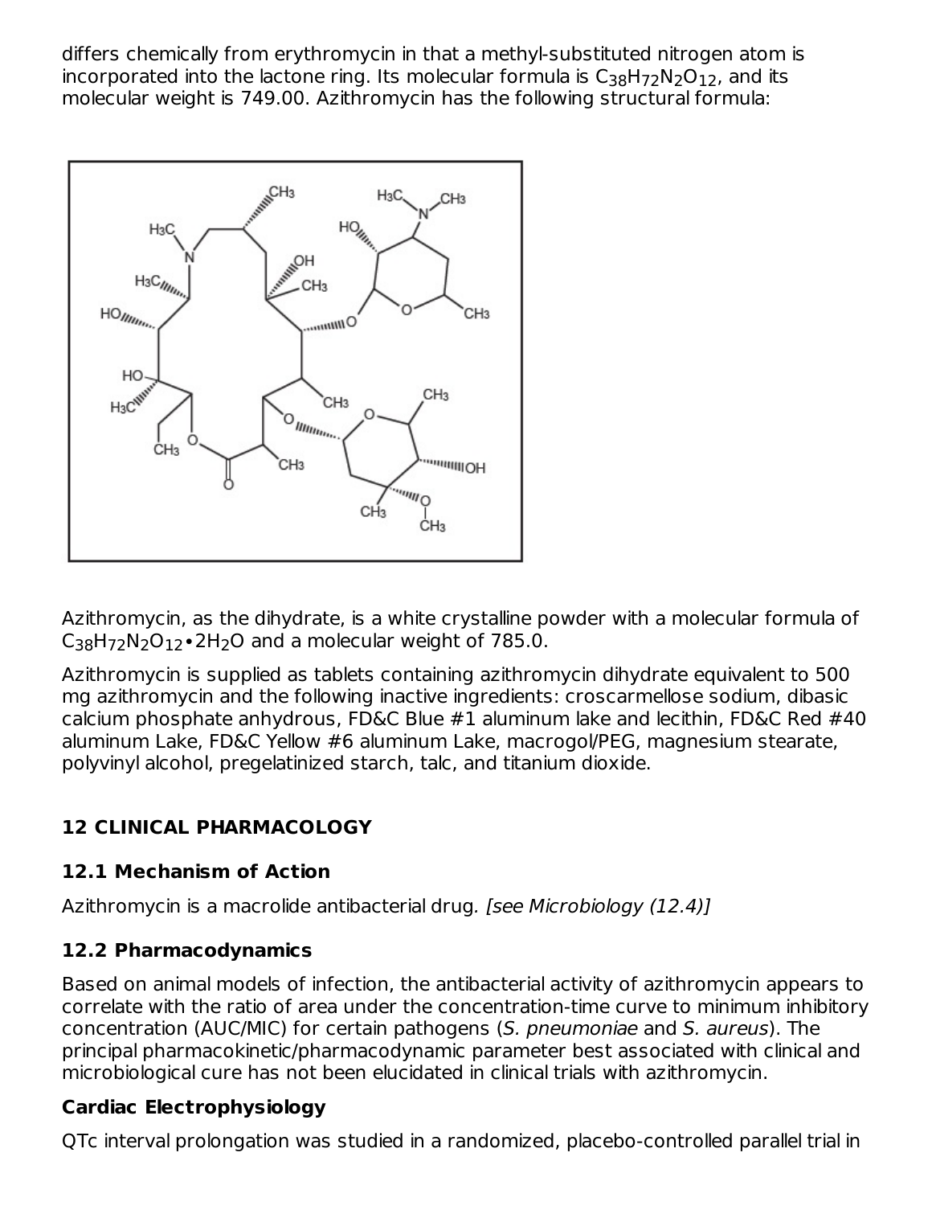differs chemically from erythromycin in that a methyl-substituted nitrogen atom is incorporated into the lactone ring. Its molecular formula is $C_{38}H_{72}N_2O_{12}$, and its molecular weight is 749.00. Azithromycin has the following structural formula:

Azithromycin, as the dihydrate, is a white crystalline powder with a molecular formula of $C_{38}H_{72}N_2O_{12} \cdot 2H_2O$ and a molecular weight of 785.0.

Azithromycin is supplied as tablets containing azithromycin dihydrate equivalent to 500 mg azithromycin and the following inactive ingredients: croscarmellose sodium, dibasic calcium phosphate anhydrous, FD&C Blue #1 aluminum lake and lecithin, FD&C Red #40 aluminum Lake, FD&C Yellow #6 aluminum Lake, macrogol/PEG, magnesium stearate, polyvinyl alcohol, pregelatinized starch, talc, and titanium dioxide.

## 12 CLINICAL PHARMACOLOGY

### 12.1 Mechanism of Action

Azithromycin is a macrolide antibacterial drug. *[see Microbiology (12.4)]*

### 12.2 Pharmacodynamics

Based on animal models of infection, the antibacterial activity of azithromycin appears to correlate with the ratio of area under the concentration-time curve to minimum inhibitory concentration (AUC/MIC) for certain pathogens (*S. pneumoniae* and *S. aureus*). The principal pharmacokinetic/pharmacodynamic parameter best associated with clinical and microbiological cure has not been elucidated in clinical trials with azithromycin.

**Cardiac Electrophysiology**

QTc interval prolongation was studied in a randomized, placebo-controlled parallel trial in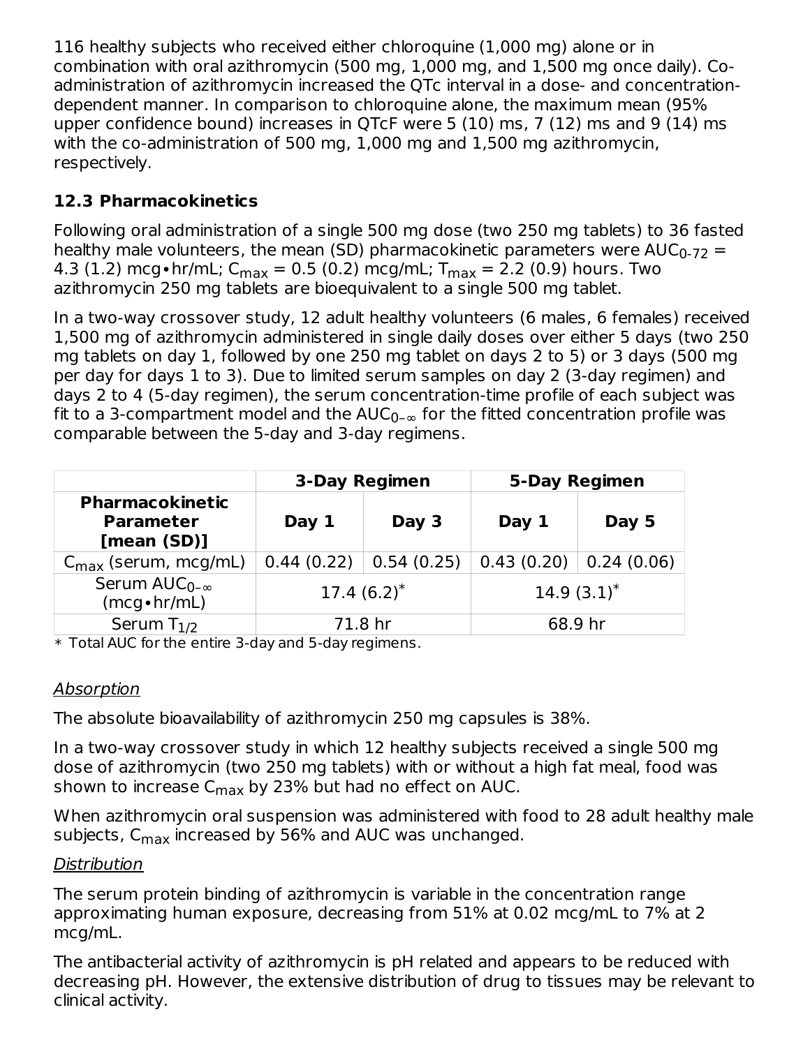116 healthy subjects who received either chloroquine (1,000 mg) alone or in combination with oral azithromycin (500 mg, 1,000 mg, and 1,500 mg once daily). Co-administration of azithromycin increased the QTc interval in a dose- and concentration-dependent manner. In comparison to chloroquine alone, the maximum mean (95% upper confidence bound) increases in QTcF were 5 (10) ms, 7 (12) ms and 9 (14) ms with the co-administration of 500 mg, 1,000 mg and 1,500 mg azithromycin, respectively.

### 12.3 Pharmacokinetics

Following oral administration of a single 500 mg dose (two 250 mg tablets) to 36 fasted healthy male volunteers, the mean (SD) pharmacokinetic parameters were $AUC_{0\text{-}72}$ = 4.3 (1.2) mcg•hr/mL; $C_{max}$ = 0.5 (0.2) mcg/mL; $T_{max}$ = 2.2 (0.9) hours. Two azithromycin 250 mg tablets are bioequivalent to a single 500 mg tablet.

In a two-way crossover study, 12 adult healthy volunteers (6 males, 6 females) received 1,500 mg of azithromycin administered in single daily doses over either 5 days (two 250 mg tablets on day 1, followed by one 250 mg tablet on days 2 to 5) or 3 days (500 mg per day for days 1 to 3). Due to limited serum samples on day 2 (3-day regimen) and days 2 to 4 (5-day regimen), the serum concentration-time profile of each subject was fit to a 3-compartment model and the $AUC_{0-\infty}$ for the fitted concentration profile was comparable between the 5-day and 3-day regimens.

| | **3-Day Regimen** | | **5-Day Regimen** | |
|---|---|---|---|---|
| **Pharmacokinetic Parameter [mean (SD)]** | **Day 1** | **Day 3** | **Day 1** | **Day 5** |
| $C_{max}$ (serum, mcg/mL) | 0.44 (0.22) | 0.54 (0.25) | 0.43 (0.20) | 0.24 (0.06) |
| Serum $AUC_{0-\infty}$ (mcg•hr/mL) | 17.4 (6.2)* | | 14.9 (3.1)* | |
| Serum $T_{1/2}$ | 71.8 hr | | 68.9 hr | |

\* Total AUC for the entire 3-day and 5-day regimens.

_Absorption_

The absolute bioavailability of azithromycin 250 mg capsules is 38%.

In a two-way crossover study in which 12 healthy subjects received a single 500 mg dose of azithromycin (two 250 mg tablets) with or without a high fat meal, food was shown to increase $C_{max}$ by 23% but had no effect on AUC.

When azithromycin oral suspension was administered with food to 28 adult healthy male subjects, $C_{max}$ increased by 56% and AUC was unchanged.

_Distribution_

The serum protein binding of azithromycin is variable in the concentration range approximating human exposure, decreasing from 51% at 0.02 mcg/mL to 7% at 2 mcg/mL.

The antibacterial activity of azithromycin is pH related and appears to be reduced with decreasing pH. However, the extensive distribution of drug to tissues may be relevant to clinical activity.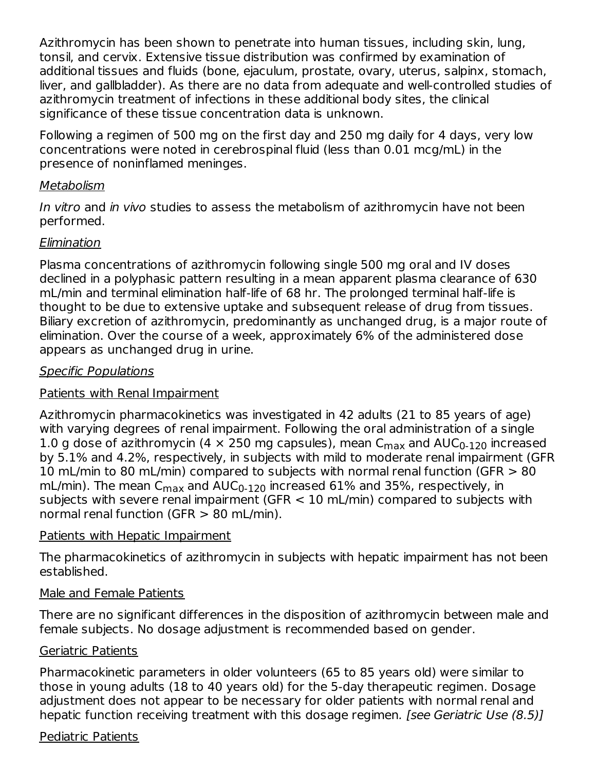Azithromycin has been shown to penetrate into human tissues, including skin, lung, tonsil, and cervix. Extensive tissue distribution was confirmed by examination of additional tissues and fluids (bone, ejaculum, prostate, ovary, uterus, salpinx, stomach, liver, and gallbladder). As there are no data from adequate and well-controlled studies of azithromycin treatment of infections in these additional body sites, the clinical significance of these tissue concentration data is unknown.

Following a regimen of 500 mg on the first day and 250 mg daily for 4 days, very low concentrations were noted in cerebrospinal fluid (less than 0.01 mcg/mL) in the presence of noninflamed meninges.

*Metabolism*

*In vitro* and *in vivo* studies to assess the metabolism of azithromycin have not been performed.

*Elimination*

Plasma concentrations of azithromycin following single 500 mg oral and IV doses declined in a polyphasic pattern resulting in a mean apparent plasma clearance of 630 mL/min and terminal elimination half-life of 68 hr. The prolonged terminal half-life is thought to be due to extensive uptake and subsequent release of drug from tissues. Biliary excretion of azithromycin, predominantly as unchanged drug, is a major route of elimination. Over the course of a week, approximately 6% of the administered dose appears as unchanged drug in urine.

*Specific Populations*

Patients with Renal Impairment

Azithromycin pharmacokinetics was investigated in 42 adults (21 to 85 years of age) with varying degrees of renal impairment. Following the oral administration of a single 1.0 g dose of azithromycin (4 × 250 mg capsules), mean $C_{max}$ and $AUC_{0\text{-}120}$ increased by 5.1% and 4.2%, respectively, in subjects with mild to moderate renal impairment (GFR 10 mL/min to 80 mL/min) compared to subjects with normal renal function (GFR > 80 mL/min). The mean $C_{max}$ and $AUC_{0\text{-}120}$ increased 61% and 35%, respectively, in subjects with severe renal impairment (GFR < 10 mL/min) compared to subjects with normal renal function (GFR > 80 mL/min).

Patients with Hepatic Impairment

The pharmacokinetics of azithromycin in subjects with hepatic impairment has not been established.

Male and Female Patients

There are no significant differences in the disposition of azithromycin between male and female subjects. No dosage adjustment is recommended based on gender.

Geriatric Patients

Pharmacokinetic parameters in older volunteers (65 to 85 years old) were similar to those in young adults (18 to 40 years old) for the 5-day therapeutic regimen. Dosage adjustment does not appear to be necessary for older patients with normal renal and hepatic function receiving treatment with this dosage regimen. *[see Geriatric Use (8.5)]*

Pediatric Patients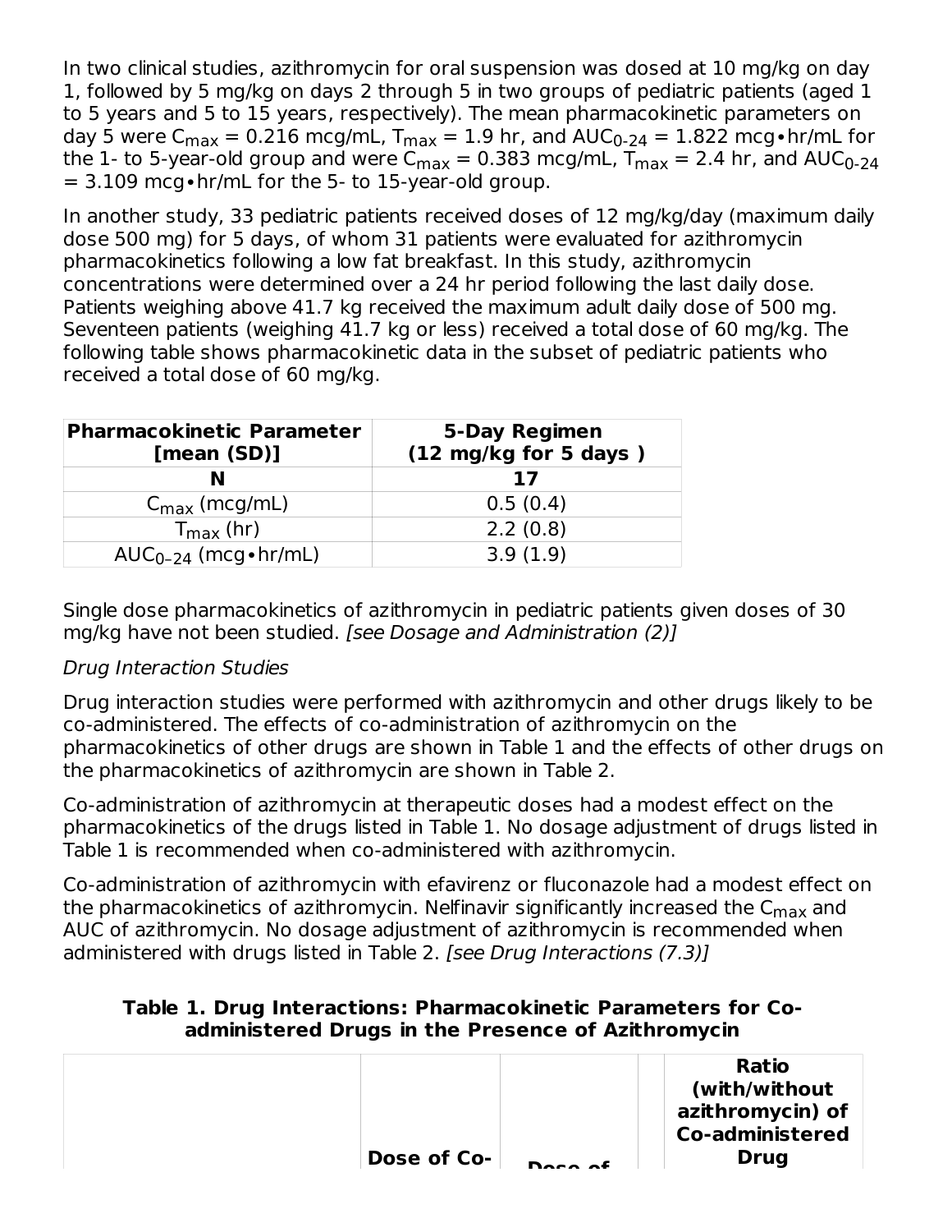In two clinical studies, azithromycin for oral suspension was dosed at 10 mg/kg on day 1, followed by 5 mg/kg on days 2 through 5 in two groups of pediatric patients (aged 1 to 5 years and 5 to 15 years, respectively). The mean pharmacokinetic parameters on day 5 were $C_{max}$ = 0.216 mcg/mL, $T_{max}$ = 1.9 hr, and $AUC_{0-24}$ = 1.822 mcg•hr/mL for the 1- to 5-year-old group and were $C_{max}$ = 0.383 mcg/mL, $T_{max}$ = 2.4 hr, and $AUC_{0-24}$ = 3.109 mcg•hr/mL for the 5- to 15-year-old group.

In another study, 33 pediatric patients received doses of 12 mg/kg/day (maximum daily dose 500 mg) for 5 days, of whom 31 patients were evaluated for azithromycin pharmacokinetics following a low fat breakfast. In this study, azithromycin concentrations were determined over a 24 hr period following the last daily dose. Patients weighing above 41.7 kg received the maximum adult daily dose of 500 mg. Seventeen patients (weighing 41.7 kg or less) received a total dose of 60 mg/kg. The following table shows pharmacokinetic data in the subset of pediatric patients who received a total dose of 60 mg/kg.

| Pharmacokinetic Parameter [mean (SD)] | 5-Day Regimen (12 mg/kg for 5 days ) |
|---|---|
| N | 17 |
| $C_{max}$ (mcg/mL) | 0.5 (0.4) |
| $T_{max}$ (hr) | 2.2 (0.8) |
| $AUC_{0-24}$ (mcg•hr/mL) | 3.9 (1.9) |

Single dose pharmacokinetics of azithromycin in pediatric patients given doses of 30 mg/kg have not been studied. *[see Dosage and Administration (2)]*

*Drug Interaction Studies*

Drug interaction studies were performed with azithromycin and other drugs likely to be co-administered. The effects of co-administration of azithromycin on the pharmacokinetics of other drugs are shown in Table 1 and the effects of other drugs on the pharmacokinetics of azithromycin are shown in Table 2.

Co-administration of azithromycin at therapeutic doses had a modest effect on the pharmacokinetics of the drugs listed in Table 1. No dosage adjustment of drugs listed in Table 1 is recommended when co-administered with azithromycin.

Co-administration of azithromycin with efavirenz or fluconazole had a modest effect on the pharmacokinetics of azithromycin. Nelfinavir significantly increased the $C_{max}$ and AUC of azithromycin. No dosage adjustment of azithromycin is recommended when administered with drugs listed in Table 2. *[see Drug Interactions (7.3)]*

**Table 1. Drug Interactions: Pharmacokinetic Parameters for Co-administered Drugs in the Presence of Azithromycin**

| | Dose of Co- | Dose of | | Ratio (with/without azithromycin) of Co-administered Drug |
|---|---|---|---|---|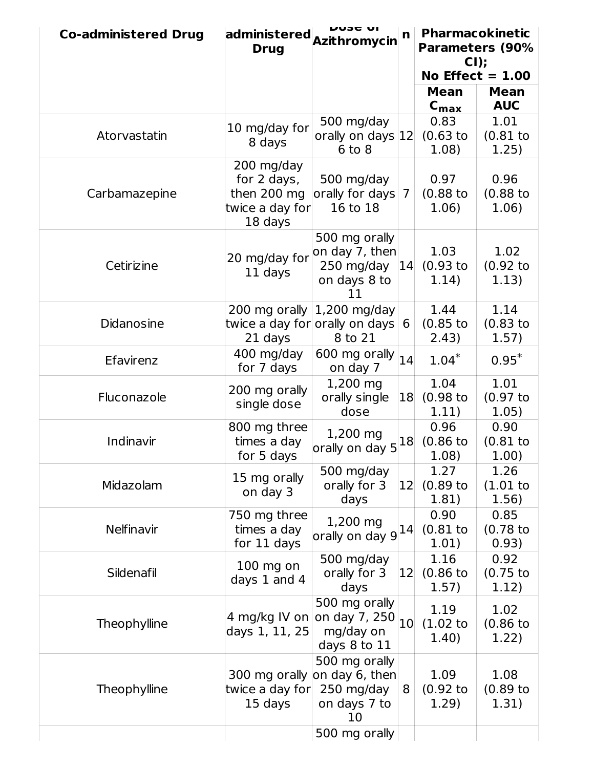| Co-administered Drug | Dose of Co-administered Drug | Dose of Azithromycin | n | Pharmacokinetic Parameters (90% CI); No Effect = 1.00 | |
|---|---|---|---|---|---|
| | | | | Mean $C_{max}$ | Mean AUC |
| Atorvastatin | 10 mg/day for 8 days | 500 mg/day orally on days 6 to 8 | 12 | 0.83 (0.63 to 1.08) | 1.01 (0.81 to 1.25) |
| Carbamazepine | 200 mg/day for 2 days, then 200 mg twice a day for 18 days | 500 mg/day orally for days 16 to 18 | 7 | 0.97 (0.88 to 1.06) | 0.96 (0.88 to 1.06) |
| Cetirizine | 20 mg/day for 11 days | 500 mg orally on day 7, then 250 mg/day on days 8 to 11 | 14 | 1.03 (0.93 to 1.14) | 1.02 (0.92 to 1.13) |
| Didanosine | 200 mg orally twice a day for 21 days | 1,200 mg/day orally on days 8 to 21 | 6 | 1.44 (0.85 to 2.43) | 1.14 (0.83 to 1.57) |
| Efavirenz | 400 mg/day for 7 days | 600 mg orally on day 7 | 14 | 1.04* | 0.95* |
| Fluconazole | 200 mg orally single dose | 1,200 mg orally single dose | 18 | 1.04 (0.98 to 1.11) | 1.01 (0.97 to 1.05) |
| Indinavir | 800 mg three times a day for 5 days | 1,200 mg orally on day 5 | 18 | 0.96 (0.86 to 1.08) | 0.90 (0.81 to 1.00) |
| Midazolam | 15 mg orally on day 3 | 500 mg/day orally for 3 days | 12 | 1.27 (0.89 to 1.81) | 1.26 (1.01 to 1.56) |
| Nelfinavir | 750 mg three times a day for 11 days | 1,200 mg orally on day 9 | 14 | 0.90 (0.81 to 1.01) | 0.85 (0.78 to 0.93) |
| Sildenafil | 100 mg on days 1 and 4 | 500 mg/day orally for 3 days | 12 | 1.16 (0.86 to 1.57) | 0.92 (0.75 to 1.12) |
| Theophylline | 4 mg/kg IV on days 1, 11, 25 | 500 mg orally on day 7, 250 mg/day on days 8 to 11 | 10 | 1.19 (1.02 to 1.40) | 1.02 (0.86 to 1.22) |
| Theophylline | 300 mg orally twice a day for 15 days | 500 mg orally on day 6, then 250 mg/day on days 7 to 10 | 8 | 1.09 (0.92 to 1.29) | 1.08 (0.89 to 1.31) |
| | | 500 mg orally | | | |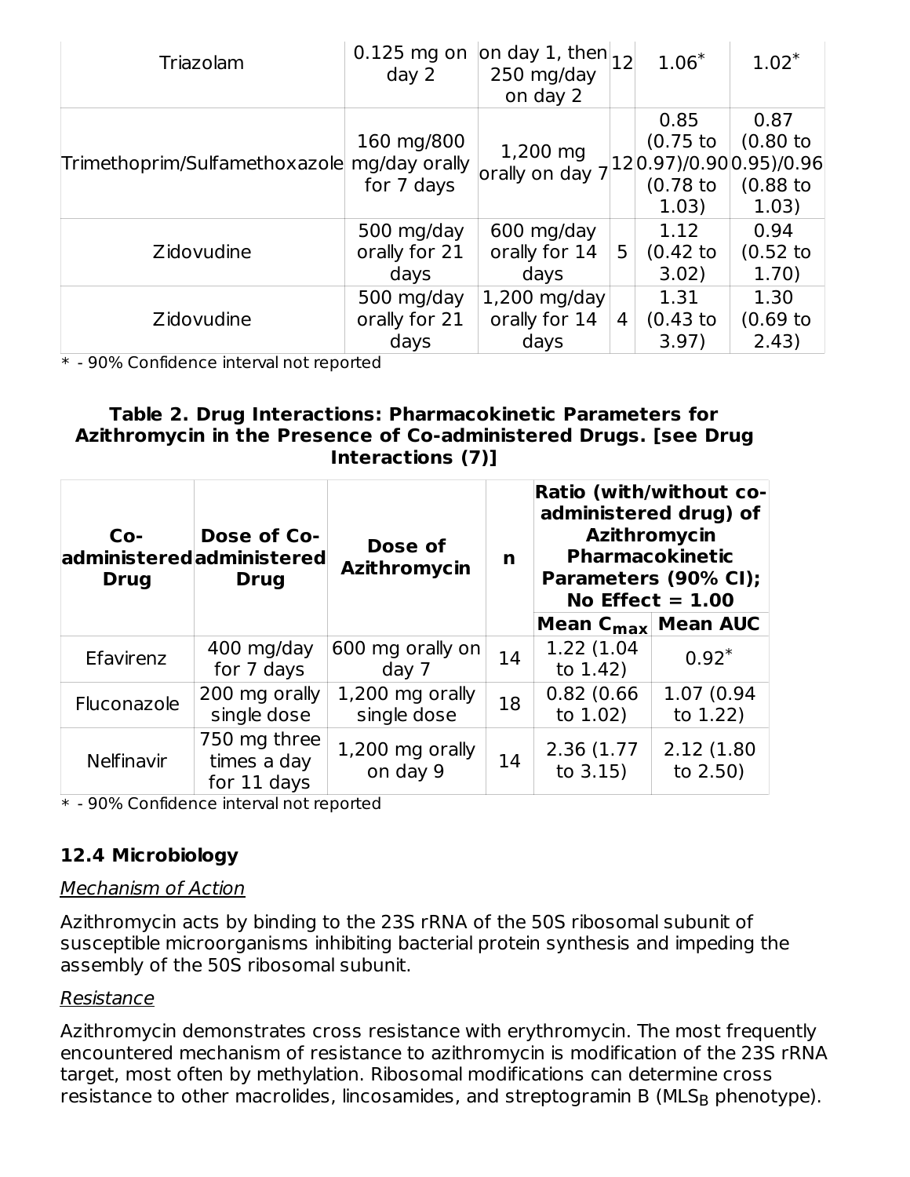| Triazolam | 0.125 mg on day 2 | on day 1, then 250 mg/day on day 2 | 12 | 1.06* | 1.02* |
|---|---|---|---|---|---|
| Trimethoprim/Sulfamethoxazole | 160 mg/800 mg/day orally for 7 days | 1,200 mg orally on day 7 | 12 | 0.85 (0.75 to 0.97)/0.90 (0.78 to 1.03) | 0.87 (0.80 to 0.95)/0.96 (0.88 to 1.03) |
| Zidovudine | 500 mg/day orally for 21 days | 600 mg/day orally for 14 days | 5 | 1.12 (0.42 to 3.02) | 0.94 (0.52 to 1.70) |
| Zidovudine | 500 mg/day orally for 21 days | 1,200 mg/day orally for 14 days | 4 | 1.31 (0.43 to 3.97) | 1.30 (0.69 to 2.43) |

* - 90% Confidence interval not reported

**Table 2. Drug Interactions: Pharmacokinetic Parameters for Azithromycin in the Presence of Co-administered Drugs. [see Drug Interactions (7)]**

| Co-administered Drug | Dose of Co-administered Drug | Dose of Azithromycin | n | Ratio (with/without co-administered drug) of Azithromycin Pharmacokinetic Parameters (90% CI); No Effect = 1.00 | |
|---|---|---|---|---|---|
| | | | | Mean $C_{max}$ | Mean AUC |
| Efavirenz | 400 mg/day for 7 days | 600 mg orally on day 7 | 14 | 1.22 (1.04 to 1.42) | 0.92* |
| Fluconazole | 200 mg orally single dose | 1,200 mg orally single dose | 18 | 0.82 (0.66 to 1.02) | 1.07 (0.94 to 1.22) |
| Nelfinavir | 750 mg three times a day for 11 days | 1,200 mg orally on day 9 | 14 | 2.36 (1.77 to 3.15) | 2.12 (1.80 to 2.50) |

* - 90% Confidence interval not reported

### 12.4 Microbiology

*Mechanism of Action*

Azithromycin acts by binding to the 23S rRNA of the 50S ribosomal subunit of susceptible microorganisms inhibiting bacterial protein synthesis and impeding the assembly of the 50S ribosomal subunit.

*Resistance*

Azithromycin demonstrates cross resistance with erythromycin. The most frequently encountered mechanism of resistance to azithromycin is modification of the 23S rRNA target, most often by methylation. Ribosomal modifications can determine cross resistance to other macrolides, lincosamides, and streptogramin B ($MLS_B$ phenotype).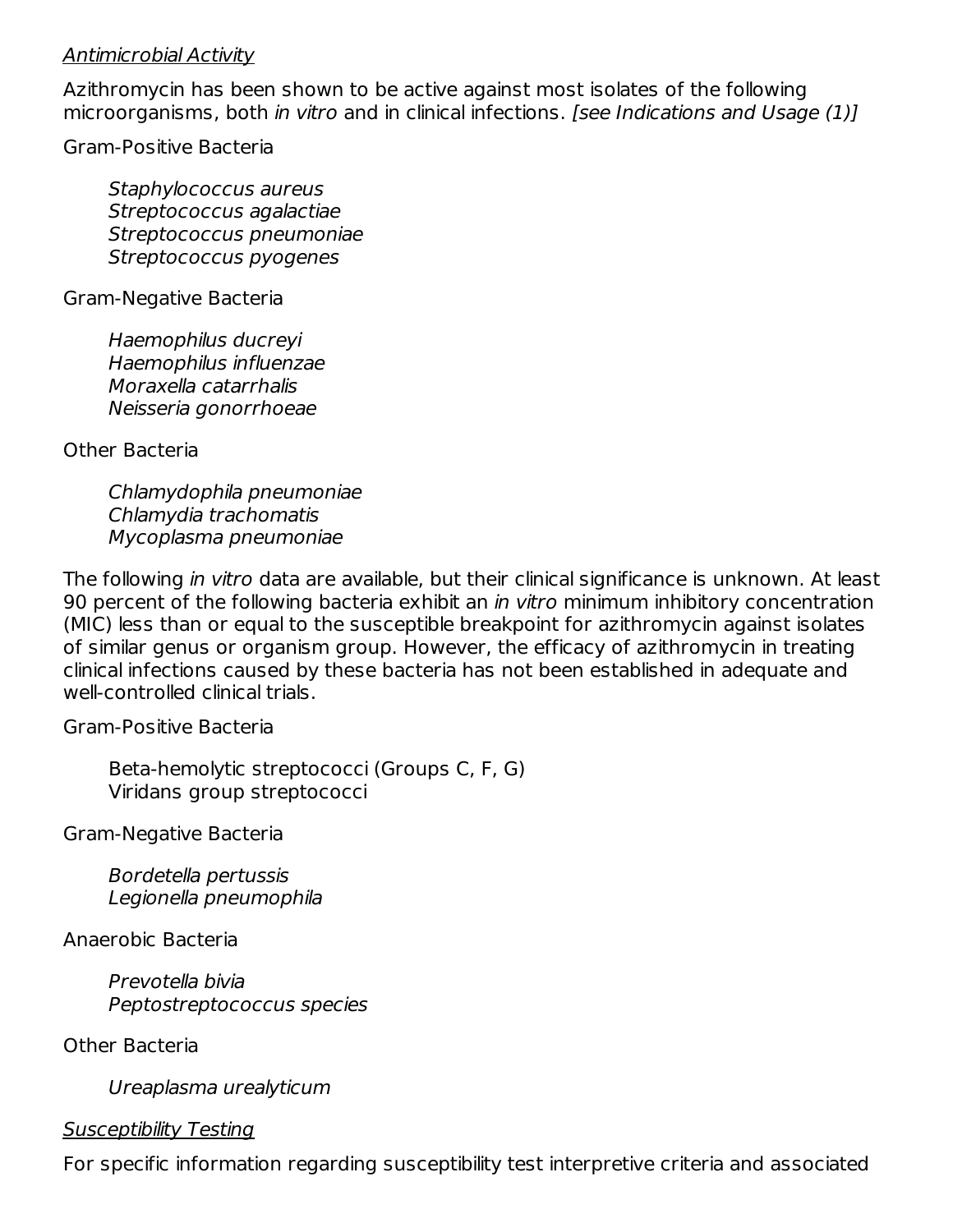*Antimicrobial Activity*

Azithromycin has been shown to be active against most isolates of the following microorganisms, both *in vitro* and in clinical infections. *[see Indications and Usage (1)]*

Gram-Positive Bacteria

*Staphylococcus aureus*
*Streptococcus agalactiae*
*Streptococcus pneumoniae*
*Streptococcus pyogenes*

Gram-Negative Bacteria

*Haemophilus ducreyi*
*Haemophilus influenzae*
*Moraxella catarrhalis*
*Neisseria gonorrhoeae*

Other Bacteria

*Chlamydophila pneumoniae*
*Chlamydia trachomatis*
*Mycoplasma pneumoniae*

The following *in vitro* data are available, but their clinical significance is unknown. At least 90 percent of the following bacteria exhibit an *in vitro* minimum inhibitory concentration (MIC) less than or equal to the susceptible breakpoint for azithromycin against isolates of similar genus or organism group. However, the efficacy of azithromycin in treating clinical infections caused by these bacteria has not been established in adequate and well-controlled clinical trials.

Gram-Positive Bacteria

Beta-hemolytic streptococci (Groups C, F, G)
Viridans group streptococci

Gram-Negative Bacteria

*Bordetella pertussis*
*Legionella pneumophila*

Anaerobic Bacteria

*Prevotella bivia*
*Peptostreptococcus species*

Other Bacteria

*Ureaplasma urealyticum*

*Susceptibility Testing*

For specific information regarding susceptibility test interpretive criteria and associated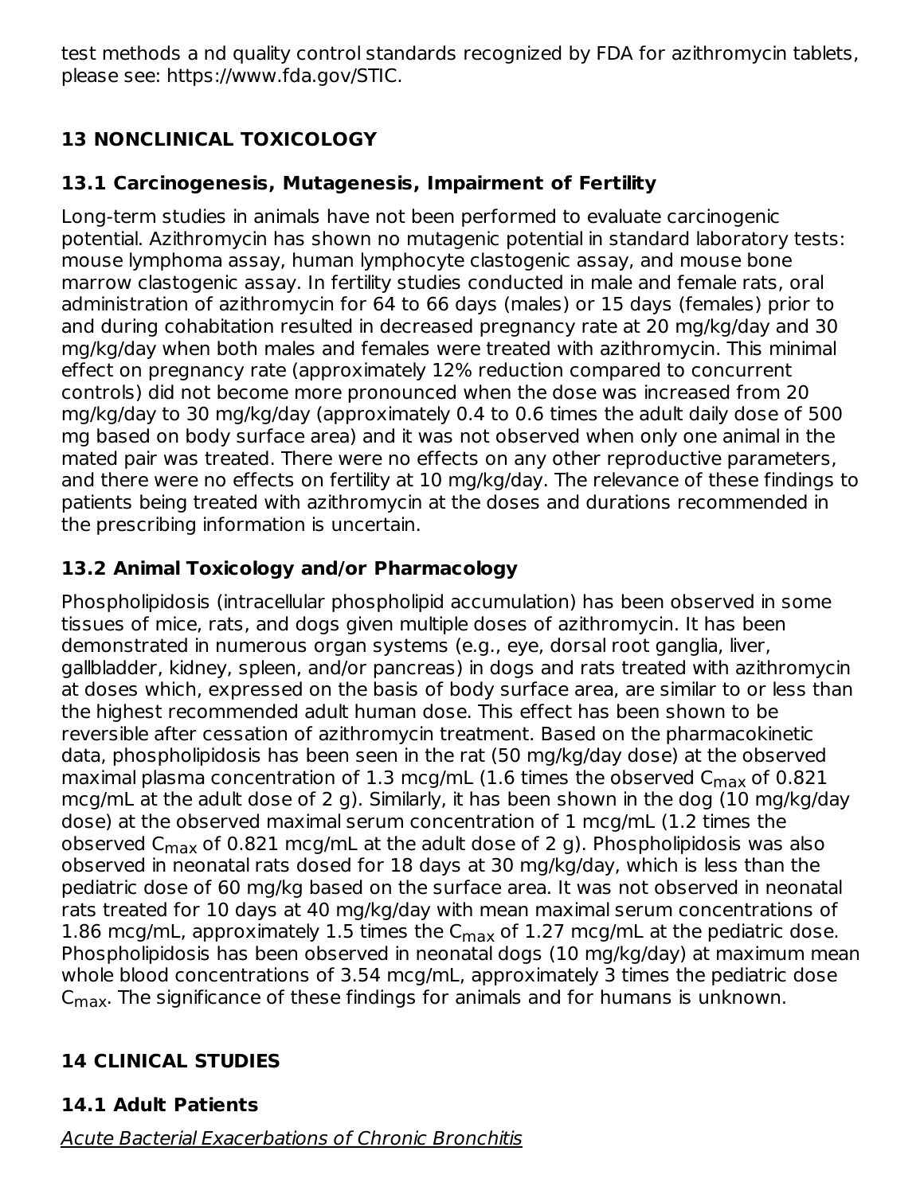test methods a nd quality control standards recognized by FDA for azithromycin tablets, please see: https://www.fda.gov/STIC.

## 13 NONCLINICAL TOXICOLOGY

### 13.1 Carcinogenesis, Mutagenesis, Impairment of Fertility

Long-term studies in animals have not been performed to evaluate carcinogenic potential. Azithromycin has shown no mutagenic potential in standard laboratory tests: mouse lymphoma assay, human lymphocyte clastogenic assay, and mouse bone marrow clastogenic assay. In fertility studies conducted in male and female rats, oral administration of azithromycin for 64 to 66 days (males) or 15 days (females) prior to and during cohabitation resulted in decreased pregnancy rate at 20 mg/kg/day and 30 mg/kg/day when both males and females were treated with azithromycin. This minimal effect on pregnancy rate (approximately 12% reduction compared to concurrent controls) did not become more pronounced when the dose was increased from 20 mg/kg/day to 30 mg/kg/day (approximately 0.4 to 0.6 times the adult daily dose of 500 mg based on body surface area) and it was not observed when only one animal in the mated pair was treated. There were no effects on any other reproductive parameters, and there were no effects on fertility at 10 mg/kg/day. The relevance of these findings to patients being treated with azithromycin at the doses and durations recommended in the prescribing information is uncertain.

### 13.2 Animal Toxicology and/or Pharmacology

Phospholipidosis (intracellular phospholipid accumulation) has been observed in some tissues of mice, rats, and dogs given multiple doses of azithromycin. It has been demonstrated in numerous organ systems (e.g., eye, dorsal root ganglia, liver, gallbladder, kidney, spleen, and/or pancreas) in dogs and rats treated with azithromycin at doses which, expressed on the basis of body surface area, are similar to or less than the highest recommended adult human dose. This effect has been shown to be reversible after cessation of azithromycin treatment. Based on the pharmacokinetic data, phospholipidosis has been seen in the rat (50 mg/kg/day dose) at the observed maximal plasma concentration of 1.3 mcg/mL (1.6 times the observed $C_{max}$ of 0.821 mcg/mL at the adult dose of 2 g). Similarly, it has been shown in the dog (10 mg/kg/day dose) at the observed maximal serum concentration of 1 mcg/mL (1.2 times the observed $C_{max}$ of 0.821 mcg/mL at the adult dose of 2 g). Phospholipidosis was also observed in neonatal rats dosed for 18 days at 30 mg/kg/day, which is less than the pediatric dose of 60 mg/kg based on the surface area. It was not observed in neonatal rats treated for 10 days at 40 mg/kg/day with mean maximal serum concentrations of 1.86 mcg/mL, approximately 1.5 times the $C_{max}$ of 1.27 mcg/mL at the pediatric dose. Phospholipidosis has been observed in neonatal dogs (10 mg/kg/day) at maximum mean whole blood concentrations of 3.54 mcg/mL, approximately 3 times the pediatric dose $C_{max}$. The significance of these findings for animals and for humans is unknown.

## 14 CLINICAL STUDIES

### 14.1 Adult Patients

_Acute Bacterial Exacerbations of Chronic Bronchitis_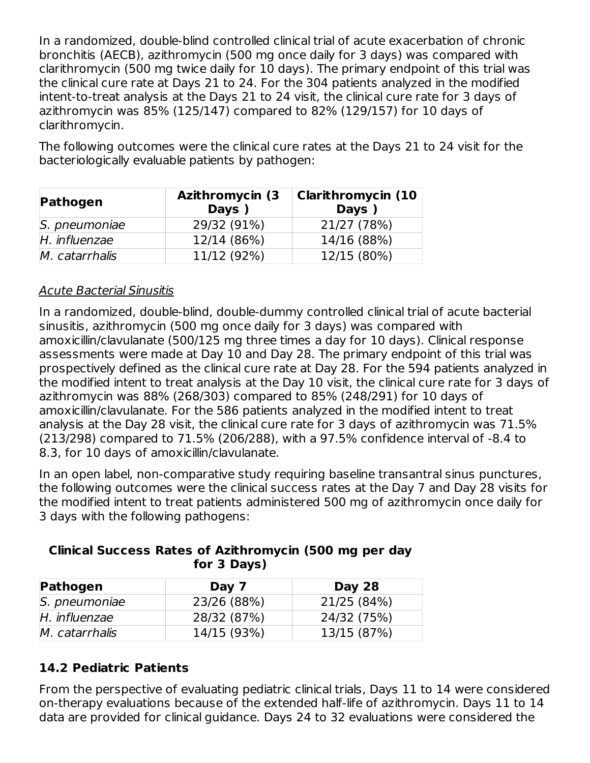In a randomized, double-blind controlled clinical trial of acute exacerbation of chronic bronchitis (AECB), azithromycin (500 mg once daily for 3 days) was compared with clarithromycin (500 mg twice daily for 10 days). The primary endpoint of this trial was the clinical cure rate at Days 21 to 24. For the 304 patients analyzed in the modified intent-to-treat analysis at the Days 21 to 24 visit, the clinical cure rate for 3 days of azithromycin was 85% (125/147) compared to 82% (129/157) for 10 days of clarithromycin.

The following outcomes were the clinical cure rates at the Days 21 to 24 visit for the bacteriologically evaluable patients by pathogen:

| Pathogen | Azithromycin (3 Days ) | Clarithromycin (10 Days ) |
|---|---|---|
| *S. pneumoniae* | 29/32 (91%) | 21/27 (78%) |
| *H. influenzae* | 12/14 (86%) | 14/16 (88%) |
| *M. catarrhalis* | 11/12 (92%) | 12/15 (80%) |

<u>*Acute Bacterial Sinusitis*</u>

In a randomized, double-blind, double-dummy controlled clinical trial of acute bacterial sinusitis, azithromycin (500 mg once daily for 3 days) was compared with amoxicillin/clavulanate (500/125 mg three times a day for 10 days). Clinical response assessments were made at Day 10 and Day 28. The primary endpoint of this trial was prospectively defined as the clinical cure rate at Day 28. For the 594 patients analyzed in the modified intent to treat analysis at the Day 10 visit, the clinical cure rate for 3 days of azithromycin was 88% (268/303) compared to 85% (248/291) for 10 days of amoxicillin/clavulanate. For the 586 patients analyzed in the modified intent to treat analysis at the Day 28 visit, the clinical cure rate for 3 days of azithromycin was 71.5% (213/298) compared to 71.5% (206/288), with a 97.5% confidence interval of -8.4 to 8.3, for 10 days of amoxicillin/clavulanate.

In an open label, non-comparative study requiring baseline transantral sinus punctures, the following outcomes were the clinical success rates at the Day 7 and Day 28 visits for the modified intent to treat patients administered 500 mg of azithromycin once daily for 3 days with the following pathogens:

**Clinical Success Rates of Azithromycin (500 mg per day for 3 Days)**

| Pathogen | Day 7 | Day 28 |
|---|---|---|
| *S. pneumoniae* | 23/26 (88%) | 21/25 (84%) |
| *H. influenzae* | 28/32 (87%) | 24/32 (75%) |
| *M. catarrhalis* | 14/15 (93%) | 13/15 (87%) |

## 14.2 Pediatric Patients

From the perspective of evaluating pediatric clinical trials, Days 11 to 14 were considered on-therapy evaluations because of the extended half-life of azithromycin. Days 11 to 14 data are provided for clinical guidance. Days 24 to 32 evaluations were considered the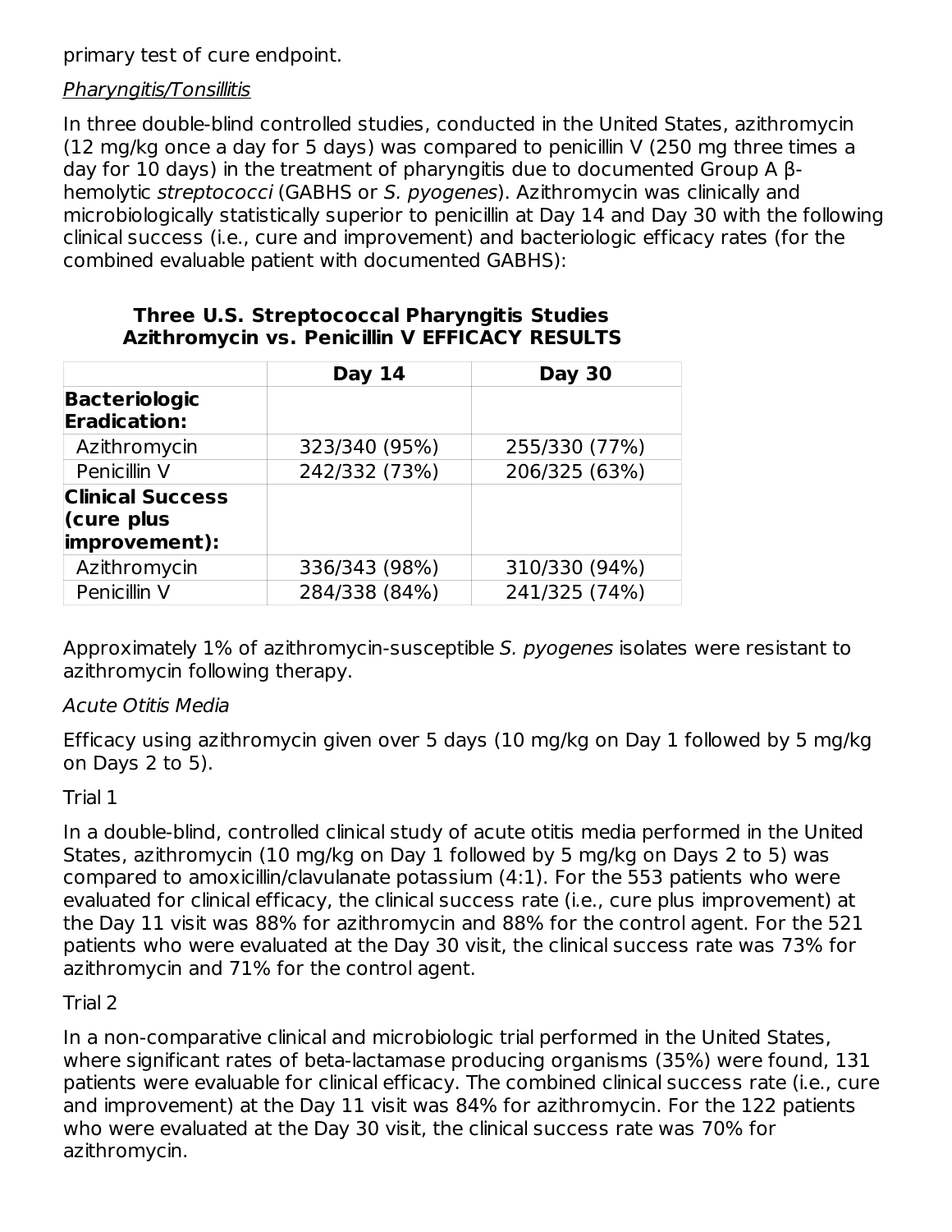primary test of cure endpoint.

*Pharyngitis/Tonsillitis*

In three double-blind controlled studies, conducted in the United States, azithromycin (12 mg/kg once a day for 5 days) was compared to penicillin V (250 mg three times a day for 10 days) in the treatment of pharyngitis due to documented Group A β-hemolytic *streptococci* (GABHS or *S. pyogenes*). Azithromycin was clinically and microbiologically statistically superior to penicillin at Day 14 and Day 30 with the following clinical success (i.e., cure and improvement) and bacteriologic efficacy rates (for the combined evaluable patient with documented GABHS):

**Three U.S. Streptococcal Pharyngitis Studies**
**Azithromycin vs. Penicillin V EFFICACY RESULTS**

| | **Day 14** | **Day 30** |
|---|---|---|
| **Bacteriologic Eradication:** | | |
| Azithromycin | 323/340 (95%) | 255/330 (77%) |
| Penicillin V | 242/332 (73%) | 206/325 (63%) |
| **Clinical Success (cure plus improvement):** | | |
| Azithromycin | 336/343 (98%) | 310/330 (94%) |
| Penicillin V | 284/338 (84%) | 241/325 (74%) |

Approximately 1% of azithromycin-susceptible *S. pyogenes* isolates were resistant to azithromycin following therapy.

*Acute Otitis Media*

Efficacy using azithromycin given over 5 days (10 mg/kg on Day 1 followed by 5 mg/kg on Days 2 to 5).

Trial 1

In a double-blind, controlled clinical study of acute otitis media performed in the United States, azithromycin (10 mg/kg on Day 1 followed by 5 mg/kg on Days 2 to 5) was compared to amoxicillin/clavulanate potassium (4:1). For the 553 patients who were evaluated for clinical efficacy, the clinical success rate (i.e., cure plus improvement) at the Day 11 visit was 88% for azithromycin and 88% for the control agent. For the 521 patients who were evaluated at the Day 30 visit, the clinical success rate was 73% for azithromycin and 71% for the control agent.

Trial 2

In a non-comparative clinical and microbiologic trial performed in the United States, where significant rates of beta-lactamase producing organisms (35%) were found, 131 patients were evaluable for clinical efficacy. The combined clinical success rate (i.e., cure and improvement) at the Day 11 visit was 84% for azithromycin. For the 122 patients who were evaluated at the Day 30 visit, the clinical success rate was 70% for azithromycin.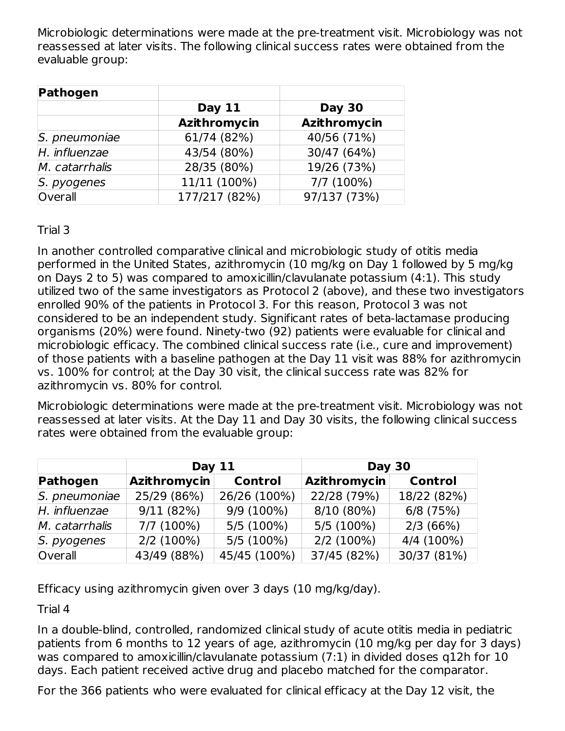Microbiologic determinations were made at the pre-treatment visit. Microbiology was not reassessed at later visits. The following clinical success rates were obtained from the evaluable group:

| **Pathogen** | | |
|---|---|---|
| | **Day 11** | **Day 30** |
| | **Azithromycin** | **Azithromycin** |
| *S. pneumoniae* | 61/74 (82%) | 40/56 (71%) |
| *H. influenzae* | 43/54 (80%) | 30/47 (64%) |
| *M. catarrhalis* | 28/35 (80%) | 19/26 (73%) |
| *S. pyogenes* | 11/11 (100%) | 7/7 (100%) |
| Overall | 177/217 (82%) | 97/137 (73%) |

Trial 3

In another controlled comparative clinical and microbiologic study of otitis media performed in the United States, azithromycin (10 mg/kg on Day 1 followed by 5 mg/kg on Days 2 to 5) was compared to amoxicillin/clavulanate potassium (4:1). This study utilized two of the same investigators as Protocol 2 (above), and these two investigators enrolled 90% of the patients in Protocol 3. For this reason, Protocol 3 was not considered to be an independent study. Significant rates of beta-lactamase producing organisms (20%) were found. Ninety-two (92) patients were evaluable for clinical and microbiologic efficacy. The combined clinical success rate (i.e., cure and improvement) of those patients with a baseline pathogen at the Day 11 visit was 88% for azithromycin vs. 100% for control; at the Day 30 visit, the clinical success rate was 82% for azithromycin vs. 80% for control.

Microbiologic determinations were made at the pre-treatment visit. Microbiology was not reassessed at later visits. At the Day 11 and Day 30 visits, the following clinical success rates were obtained from the evaluable group:

| | **Day 11** | | **Day 30** | |
|---|---|---|---|---|
| **Pathogen** | **Azithromycin** | **Control** | **Azithromycin** | **Control** |
| *S. pneumoniae* | 25/29 (86%) | 26/26 (100%) | 22/28 (79%) | 18/22 (82%) |
| *H. influenzae* | 9/11 (82%) | 9/9 (100%) | 8/10 (80%) | 6/8 (75%) |
| *M. catarrhalis* | 7/7 (100%) | 5/5 (100%) | 5/5 (100%) | 2/3 (66%) |
| *S. pyogenes* | 2/2 (100%) | 5/5 (100%) | 2/2 (100%) | 4/4 (100%) |
| Overall | 43/49 (88%) | 45/45 (100%) | 37/45 (82%) | 30/37 (81%) |

Efficacy using azithromycin given over 3 days (10 mg/kg/day).

Trial 4

In a double-blind, controlled, randomized clinical study of acute otitis media in pediatric patients from 6 months to 12 years of age, azithromycin (10 mg/kg per day for 3 days) was compared to amoxicillin/clavulanate potassium (7:1) in divided doses q12h for 10 days. Each patient received active drug and placebo matched for the comparator.

For the 366 patients who were evaluated for clinical efficacy at the Day 12 visit, the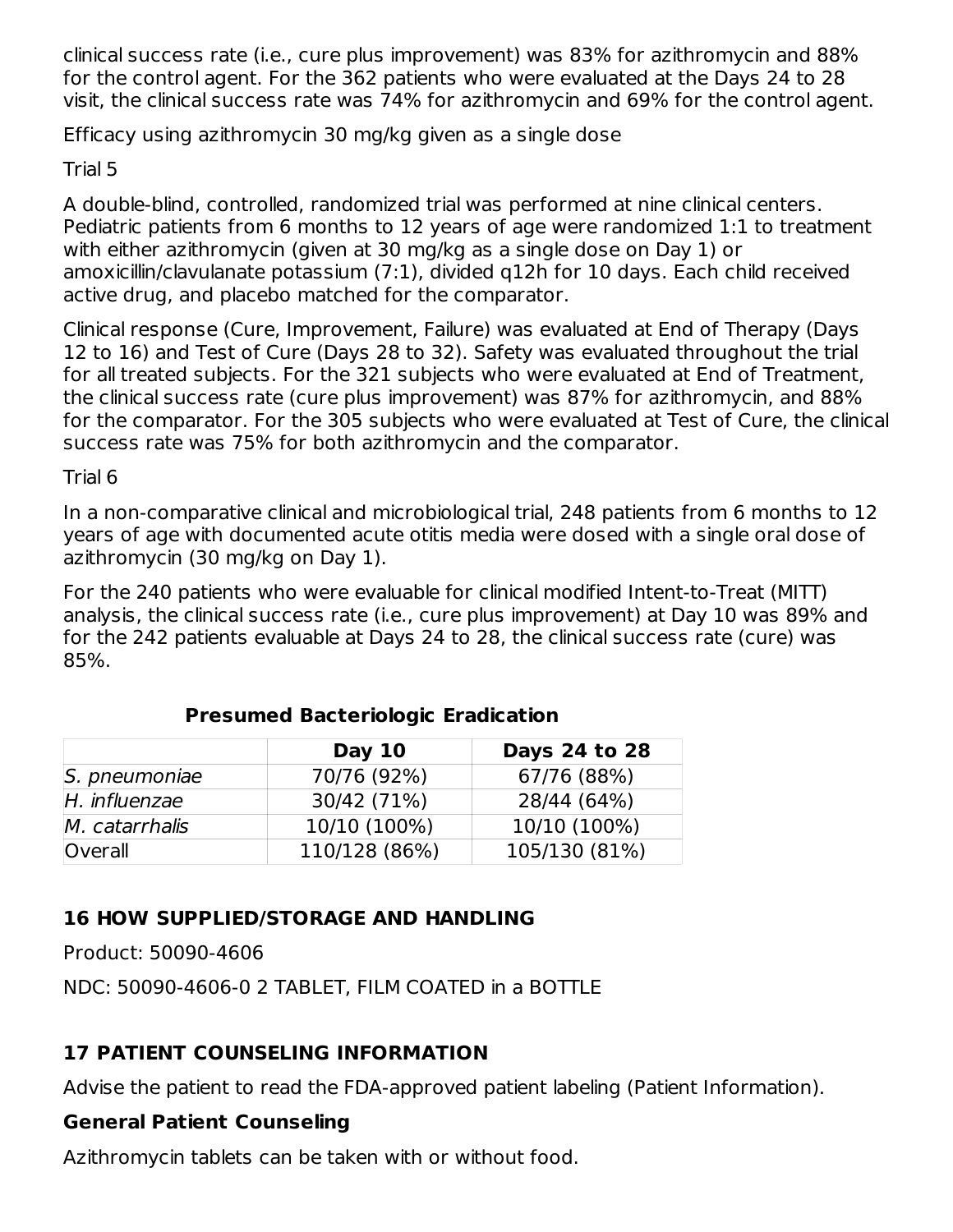clinical success rate (i.e., cure plus improvement) was 83% for azithromycin and 88% for the control agent. For the 362 patients who were evaluated at the Days 24 to 28 visit, the clinical success rate was 74% for azithromycin and 69% for the control agent.

Efficacy using azithromycin 30 mg/kg given as a single dose

Trial 5

A double-blind, controlled, randomized trial was performed at nine clinical centers. Pediatric patients from 6 months to 12 years of age were randomized 1:1 to treatment with either azithromycin (given at 30 mg/kg as a single dose on Day 1) or amoxicillin/clavulanate potassium (7:1), divided q12h for 10 days. Each child received active drug, and placebo matched for the comparator.

Clinical response (Cure, Improvement, Failure) was evaluated at End of Therapy (Days 12 to 16) and Test of Cure (Days 28 to 32). Safety was evaluated throughout the trial for all treated subjects. For the 321 subjects who were evaluated at End of Treatment, the clinical success rate (cure plus improvement) was 87% for azithromycin, and 88% for the comparator. For the 305 subjects who were evaluated at Test of Cure, the clinical success rate was 75% for both azithromycin and the comparator.

Trial 6

In a non-comparative clinical and microbiological trial, 248 patients from 6 months to 12 years of age with documented acute otitis media were dosed with a single oral dose of azithromycin (30 mg/kg on Day 1).

For the 240 patients who were evaluable for clinical modified Intent-to-Treat (MITT) analysis, the clinical success rate (i.e., cure plus improvement) at Day 10 was 89% and for the 242 patients evaluable at Days 24 to 28, the clinical success rate (cure) was 85%.

**Presumed Bacteriologic Eradication**

| | **Day 10** | **Days 24 to 28** |
|---|---|---|
| *S. pneumoniae* | 70/76 (92%) | 67/76 (88%) |
| *H. influenzae* | 30/42 (71%) | 28/44 (64%) |
| *M. catarrhalis* | 10/10 (100%) | 10/10 (100%) |
| Overall | 110/128 (86%) | 105/130 (81%) |

## 16 HOW SUPPLIED/STORAGE AND HANDLING

Product: 50090-4606

NDC: 50090-4606-0 2 TABLET, FILM COATED in a BOTTLE

## 17 PATIENT COUNSELING INFORMATION

Advise the patient to read the FDA-approved patient labeling (Patient Information).

### General Patient Counseling

Azithromycin tablets can be taken with or without food.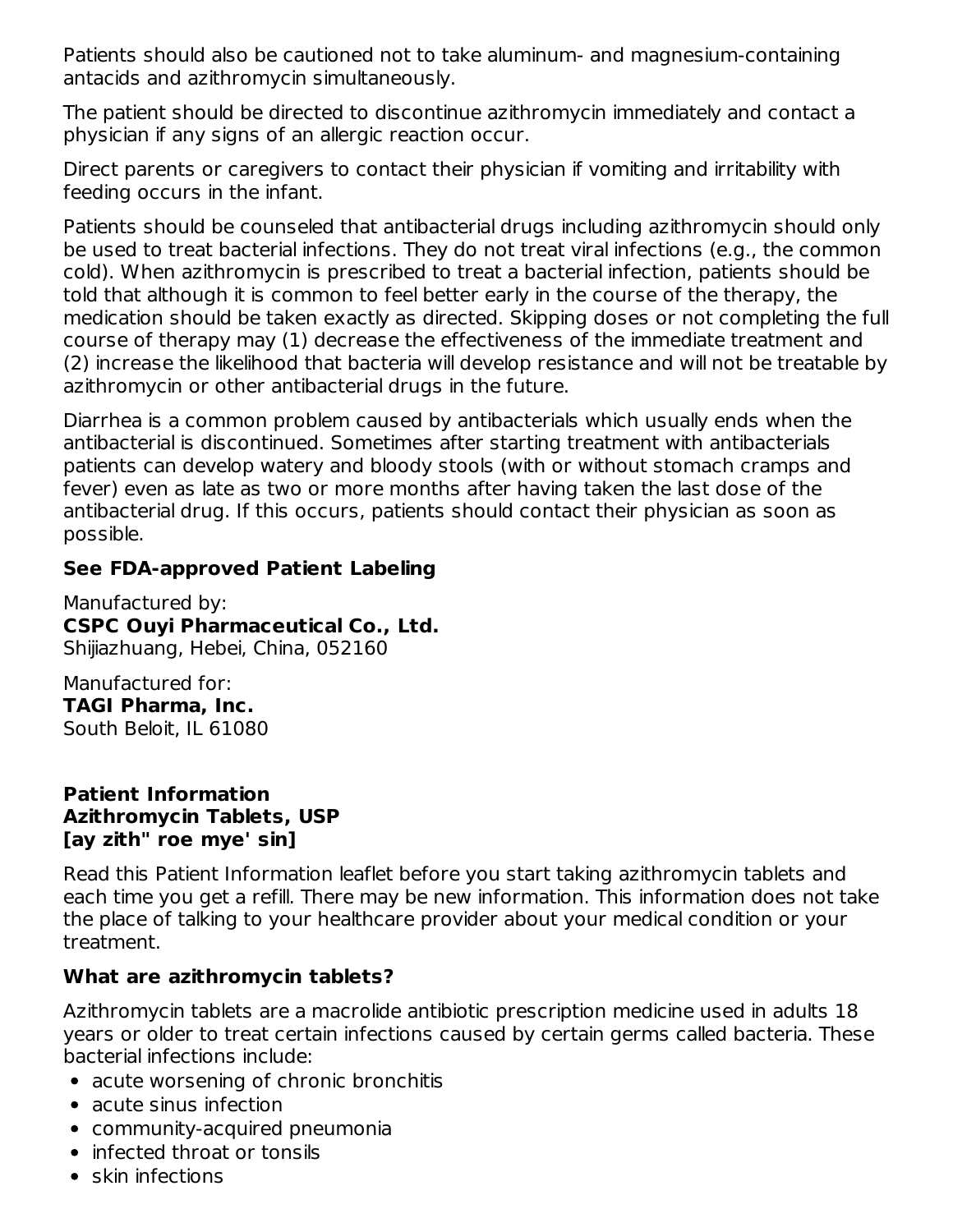Patients should also be cautioned not to take aluminum- and magnesium-containing antacids and azithromycin simultaneously.

The patient should be directed to discontinue azithromycin immediately and contact a physician if any signs of an allergic reaction occur.

Direct parents or caregivers to contact their physician if vomiting and irritability with feeding occurs in the infant.

Patients should be counseled that antibacterial drugs including azithromycin should only be used to treat bacterial infections. They do not treat viral infections (e.g., the common cold). When azithromycin is prescribed to treat a bacterial infection, patients should be told that although it is common to feel better early in the course of the therapy, the medication should be taken exactly as directed. Skipping doses or not completing the full course of therapy may (1) decrease the effectiveness of the immediate treatment and (2) increase the likelihood that bacteria will develop resistance and will not be treatable by azithromycin or other antibacterial drugs in the future.

Diarrhea is a common problem caused by antibacterials which usually ends when the antibacterial is discontinued. Sometimes after starting treatment with antibacterials patients can develop watery and bloody stools (with or without stomach cramps and fever) even as late as two or more months after having taken the last dose of the antibacterial drug. If this occurs, patients should contact their physician as soon as possible.

**See FDA-approved Patient Labeling**

Manufactured by:
**CSPC Ouyi Pharmaceutical Co., Ltd.**
Shijiazhuang, Hebei, China, 052160

Manufactured for:
**TAGI Pharma, Inc.**
South Beloit, IL 61080

**Patient Information**
**Azithromycin Tablets, USP**
**[ay zith" roe mye' sin]**

Read this Patient Information leaflet before you start taking azithromycin tablets and each time you get a refill. There may be new information. This information does not take the place of talking to your healthcare provider about your medical condition or your treatment.

**What are azithromycin tablets?**

Azithromycin tablets are a macrolide antibiotic prescription medicine used in adults 18 years or older to treat certain infections caused by certain germs called bacteria. These bacterial infections include:

- acute worsening of chronic bronchitis
- acute sinus infection
- community-acquired pneumonia
- infected throat or tonsils
- skin infections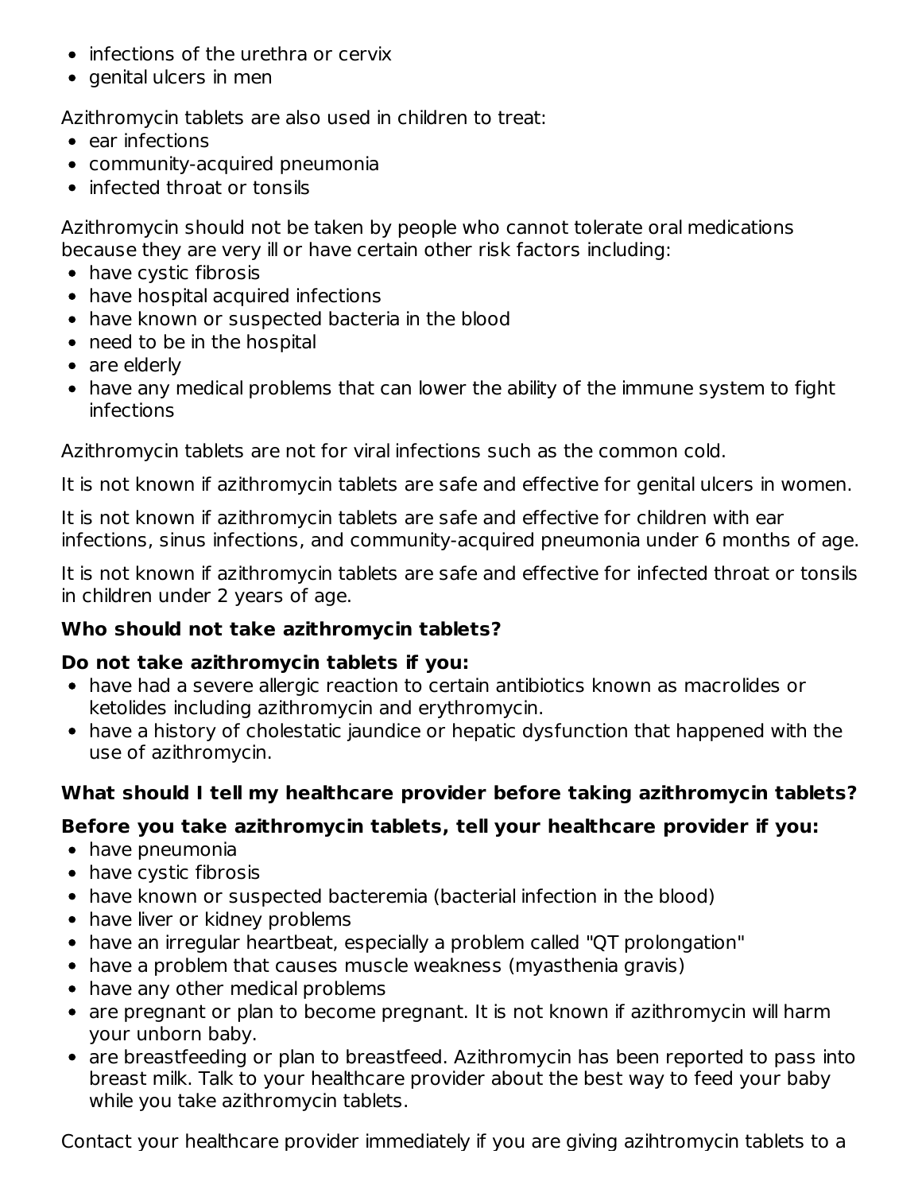- infections of the urethra or cervix
- genital ulcers in men

Azithromycin tablets are also used in children to treat:

- ear infections
- community-acquired pneumonia
- infected throat or tonsils

Azithromycin should not be taken by people who cannot tolerate oral medications because they are very ill or have certain other risk factors including:

- have cystic fibrosis
- have hospital acquired infections
- have known or suspected bacteria in the blood
- need to be in the hospital
- are elderly
- have any medical problems that can lower the ability of the immune system to fight infections

Azithromycin tablets are not for viral infections such as the common cold.

It is not known if azithromycin tablets are safe and effective for genital ulcers in women.

It is not known if azithromycin tablets are safe and effective for children with ear infections, sinus infections, and community-acquired pneumonia under 6 months of age.

It is not known if azithromycin tablets are safe and effective for infected throat or tonsils in children under 2 years of age.

**Who should not take azithromycin tablets?**

**Do not take azithromycin tablets if you:**

- have had a severe allergic reaction to certain antibiotics known as macrolides or ketolides including azithromycin and erythromycin.
- have a history of cholestatic jaundice or hepatic dysfunction that happened with the use of azithromycin.

**What should I tell my healthcare provider before taking azithromycin tablets?**

**Before you take azithromycin tablets, tell your healthcare provider if you:**

- have pneumonia
- have cystic fibrosis
- have known or suspected bacteremia (bacterial infection in the blood)
- have liver or kidney problems
- have an irregular heartbeat, especially a problem called "QT prolongation"
- have a problem that causes muscle weakness (myasthenia gravis)
- have any other medical problems
- are pregnant or plan to become pregnant. It is not known if azithromycin will harm your unborn baby.
- are breastfeeding or plan to breastfeed. Azithromycin has been reported to pass into breast milk. Talk to your healthcare provider about the best way to feed your baby while you take azithromycin tablets.

Contact your healthcare provider immediately if you are giving azihtromycin tablets to a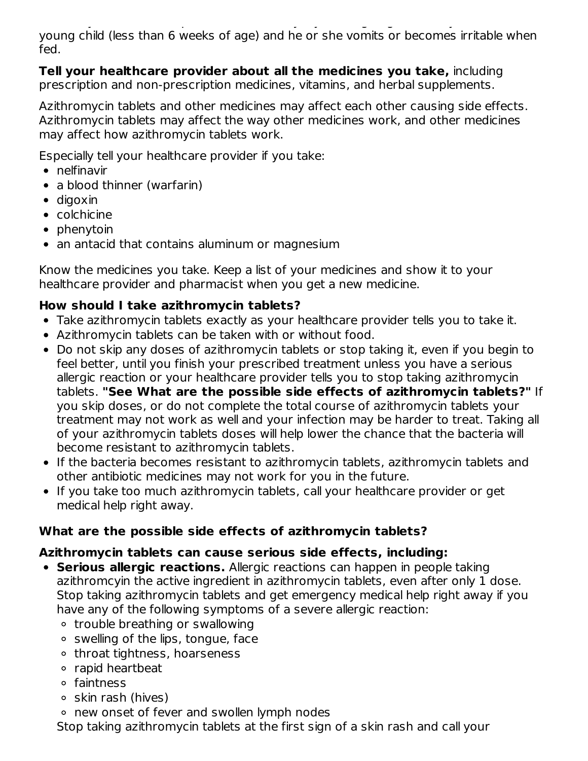young child (less than 6 weeks of age) and he or she vomits or becomes irritable when fed.

**Tell your healthcare provider about all the medicines you take,** including prescription and non-prescription medicines, vitamins, and herbal supplements.

Azithromycin tablets and other medicines may affect each other causing side effects. Azithromycin tablets may affect the way other medicines work, and other medicines may affect how azithromycin tablets work.

Especially tell your healthcare provider if you take:

- nelfinavir
- a blood thinner (warfarin)
- digoxin
- colchicine
- phenytoin
- an antacid that contains aluminum or magnesium

Know the medicines you take. Keep a list of your medicines and show it to your healthcare provider and pharmacist when you get a new medicine.

**How should I take azithromycin tablets?**

- Take azithromycin tablets exactly as your healthcare provider tells you to take it.
- Azithromycin tablets can be taken with or without food.
- Do not skip any doses of azithromycin tablets or stop taking it, even if you begin to feel better, until you finish your prescribed treatment unless you have a serious allergic reaction or your healthcare provider tells you to stop taking azithromycin tablets. **"See What are the possible side effects of azithromycin tablets?"** If you skip doses, or do not complete the total course of azithromycin tablets your treatment may not work as well and your infection may be harder to treat. Taking all of your azithromycin tablets doses will help lower the chance that the bacteria will become resistant to azithromycin tablets.
- If the bacteria becomes resistant to azithromycin tablets, azithromycin tablets and other antibiotic medicines may not work for you in the future.
- If you take too much azithromycin tablets, call your healthcare provider or get medical help right away.

**What are the possible side effects of azithromycin tablets?**

**Azithromycin tablets can cause serious side effects, including:**

- **Serious allergic reactions.** Allergic reactions can happen in people taking azithromcyin the active ingredient in azithromycin tablets, even after only 1 dose. Stop taking azithromycin tablets and get emergency medical help right away if you have any of the following symptoms of a severe allergic reaction:
  - trouble breathing or swallowing
  - swelling of the lips, tongue, face
  - throat tightness, hoarseness
  - rapid heartbeat
  - faintness
  - skin rash (hives)
  - new onset of fever and swollen lymph nodes

  Stop taking azithromycin tablets at the first sign of a skin rash and call your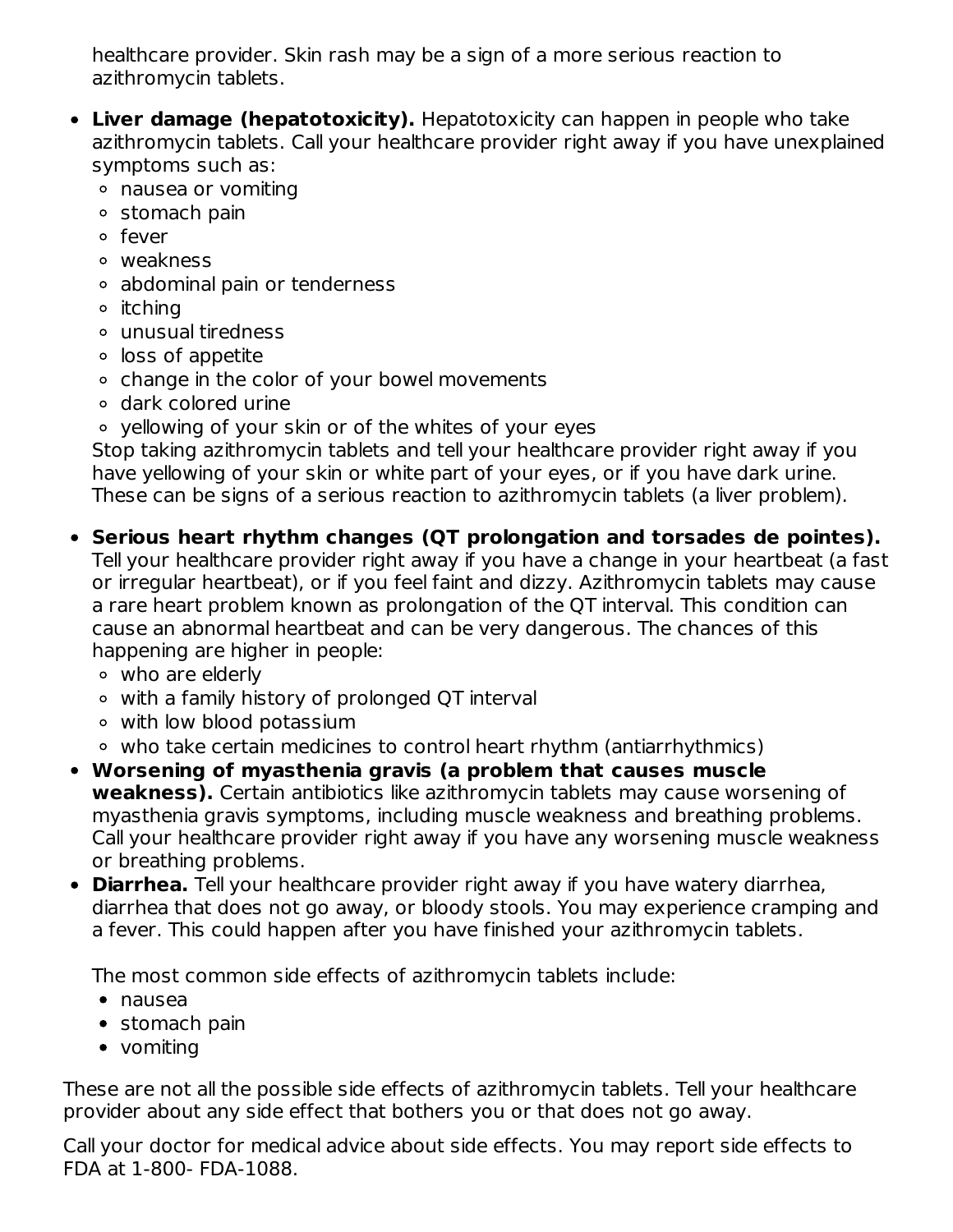healthcare provider. Skin rash may be a sign of a more serious reaction to azithromycin tablets.

- **Liver damage (hepatotoxicity).** Hepatotoxicity can happen in people who take azithromycin tablets. Call your healthcare provider right away if you have unexplained symptoms such as:
  - nausea or vomiting
  - stomach pain
  - fever
  - weakness
  - abdominal pain or tenderness
  - itching
  - unusual tiredness
  - loss of appetite
  - change in the color of your bowel movements
  - dark colored urine
  - yellowing of your skin or of the whites of your eyes

  Stop taking azithromycin tablets and tell your healthcare provider right away if you have yellowing of your skin or white part of your eyes, or if you have dark urine. These can be signs of a serious reaction to azithromycin tablets (a liver problem).

- **Serious heart rhythm changes (QT prolongation and torsades de pointes).** Tell your healthcare provider right away if you have a change in your heartbeat (a fast or irregular heartbeat), or if you feel faint and dizzy. Azithromycin tablets may cause a rare heart problem known as prolongation of the QT interval. This condition can cause an abnormal heartbeat and can be very dangerous. The chances of this happening are higher in people:
  - who are elderly
  - with a family history of prolonged QT interval
  - with low blood potassium
  - who take certain medicines to control heart rhythm (antiarrhythmics)
- **Worsening of myasthenia gravis (a problem that causes muscle weakness).** Certain antibiotics like azithromycin tablets may cause worsening of myasthenia gravis symptoms, including muscle weakness and breathing problems. Call your healthcare provider right away if you have any worsening muscle weakness or breathing problems.
- **Diarrhea.** Tell your healthcare provider right away if you have watery diarrhea, diarrhea that does not go away, or bloody stools. You may experience cramping and a fever. This could happen after you have finished your azithromycin tablets.

  The most common side effects of azithromycin tablets include:
  - nausea
  - stomach pain
  - vomiting

These are not all the possible side effects of azithromycin tablets. Tell your healthcare provider about any side effect that bothers you or that does not go away.

Call your doctor for medical advice about side effects. You may report side effects to FDA at 1-800- FDA-1088.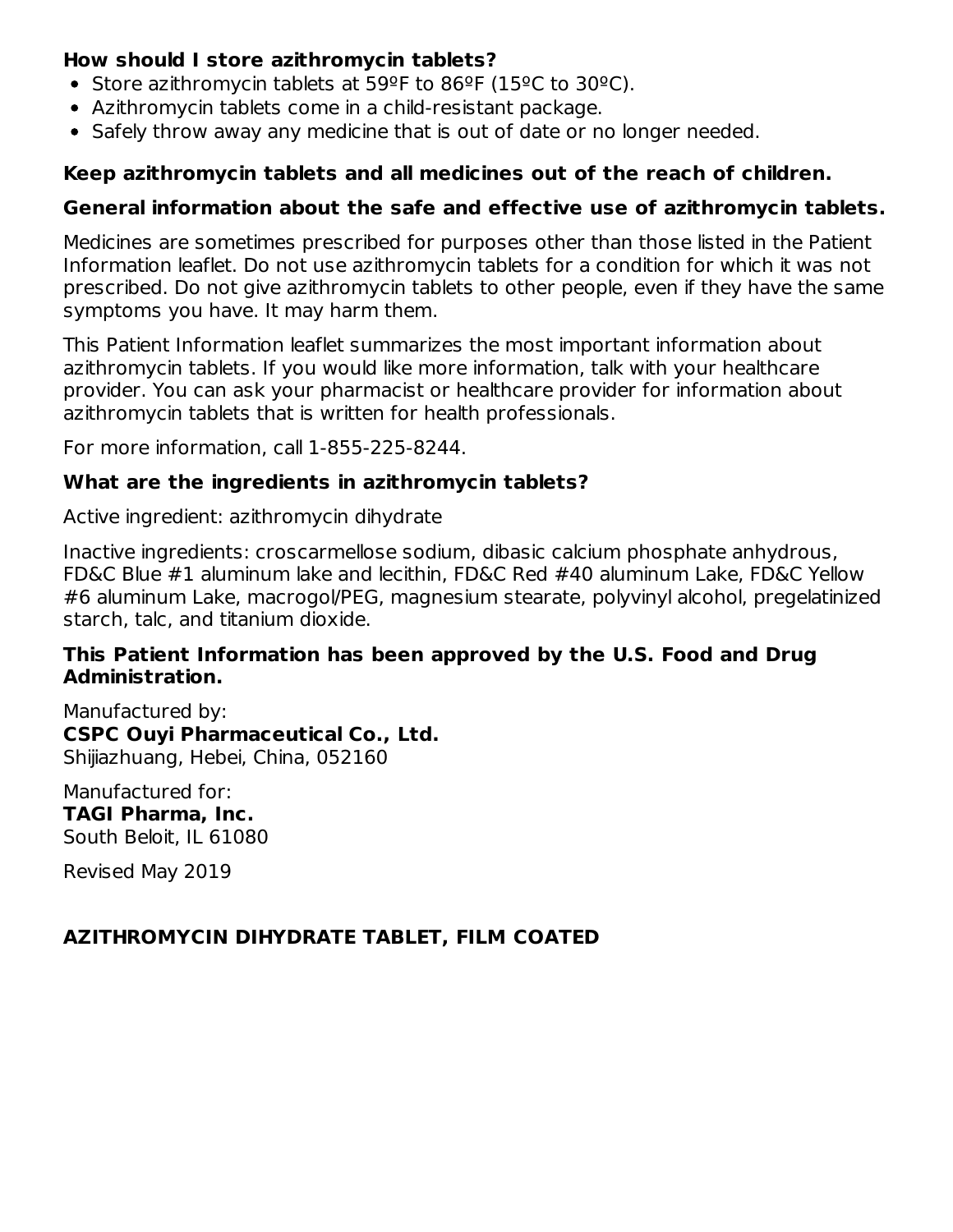**How should I store azithromycin tablets?**

- Store azithromycin tablets at 59ºF to 86ºF (15ºC to 30ºC).
- Azithromycin tablets come in a child-resistant package.
- Safely throw away any medicine that is out of date or no longer needed.

**Keep azithromycin tablets and all medicines out of the reach of children.**

**General information about the safe and effective use of azithromycin tablets.**

Medicines are sometimes prescribed for purposes other than those listed in the Patient Information leaflet. Do not use azithromycin tablets for a condition for which it was not prescribed. Do not give azithromycin tablets to other people, even if they have the same symptoms you have. It may harm them.

This Patient Information leaflet summarizes the most important information about azithromycin tablets. If you would like more information, talk with your healthcare provider. You can ask your pharmacist or healthcare provider for information about azithromycin tablets that is written for health professionals.

For more information, call 1-855-225-8244.

**What are the ingredients in azithromycin tablets?**

Active ingredient: azithromycin dihydrate

Inactive ingredients: croscarmellose sodium, dibasic calcium phosphate anhydrous, FD&C Blue #1 aluminum lake and lecithin, FD&C Red #40 aluminum Lake, FD&C Yellow #6 aluminum Lake, macrogol/PEG, magnesium stearate, polyvinyl alcohol, pregelatinized starch, talc, and titanium dioxide.

**This Patient Information has been approved by the U.S. Food and Drug Administration.**

Manufactured by:
**CSPC Ouyi Pharmaceutical Co., Ltd.**
Shijiazhuang, Hebei, China, 052160

Manufactured for:
**TAGI Pharma, Inc.**
South Beloit, IL 61080

Revised May 2019

**AZITHROMYCIN DIHYDRATE TABLET, FILM COATED**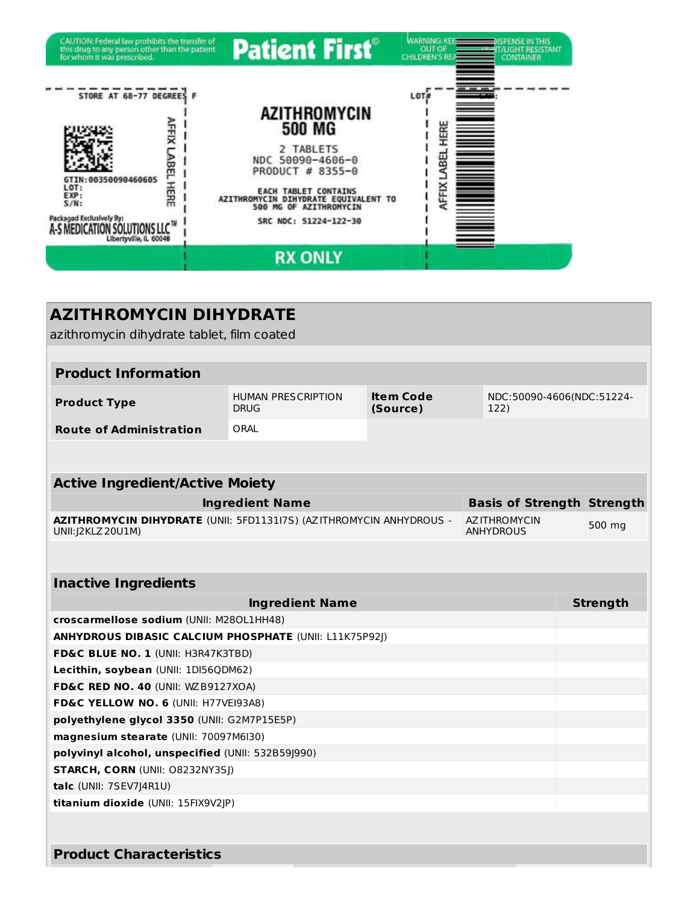CAUTION: Federal law prohibits the transfer of this drug to any person other than the patient for whom it was prescribed.

**Patient First**©

WARNING: KEEP OUT OF CHILDREN'S REACH

DISPENSE IN THIS TIGHT/LIGHT RESISTANT CONTAINER

STORE AT 68-77 DEGREES F

GTIN:00350090460605
LOT:
EXP:
S/N:

AFFIX LABEL HERE

Packaged Exclusively By:
A-S MEDICATION SOLUTIONS LLC™
Libertyville, IL 60048

**AZITHROMYCIN**
**500 MG**

2 TABLETS
NDC 50090-4606-0
PRODUCT # 8355-0

EACH TABLET CONTAINS
AZITHROMYCIN DIHYDRATE EQUIVALENT TO
500 MG OF AZITHROMYCIN

SRC NDC: 51224-122-30

LOT#

AFFIX LABEL HERE

**RX ONLY**

# AZITHROMYCIN DIHYDRATE

azithromycin dihydrate tablet, film coated

## Product Information

| | | | |
|---|---|---|---|
| **Product Type** | HUMAN PRESCRIPTION DRUG | **Item Code (Source)** | NDC:50090-4606(NDC:51224-122) |
| **Route of Administration** | ORAL | | |

## Active Ingredient/Active Moiety

| Ingredient Name | Basis of Strength | Strength |
|---|---|---|
| **AZITHROMYCIN DIHYDRATE** (UNII: 5FD1131I7S) (AZITHROMYCIN ANHYDROUS - UNII:J2KLZ20U1M) | AZITHROMYCIN ANHYDROUS | 500 mg |

## Inactive Ingredients

| Ingredient Name | Strength |
|---|---|
| **croscarmellose sodium** (UNII: M28OL1HH48) | |
| **ANHYDROUS DIBASIC CALCIUM PHOSPHATE** (UNII: L11K75P92J) | |
| **FD&C BLUE NO. 1** (UNII: H3R47K3TBD) | |
| **Lecithin, soybean** (UNII: 1DI56QDM62) | |
| **FD&C RED NO. 40** (UNII: WZB9127XOA) | |
| **FD&C YELLOW NO. 6** (UNII: H77VEI93A8) | |
| **polyethylene glycol 3350** (UNII: G2M7P15E5P) | |
| **magnesium stearate** (UNII: 70097M6I30) | |
| **polyvinyl alcohol, unspecified** (UNII: 532B59J990) | |
| **STARCH, CORN** (UNII: O8232NY3SJ) | |
| **talc** (UNII: 7SEV7J4R1U) | |
| **titanium dioxide** (UNII: 15FIX9V2JP) | |

## Product Characteristics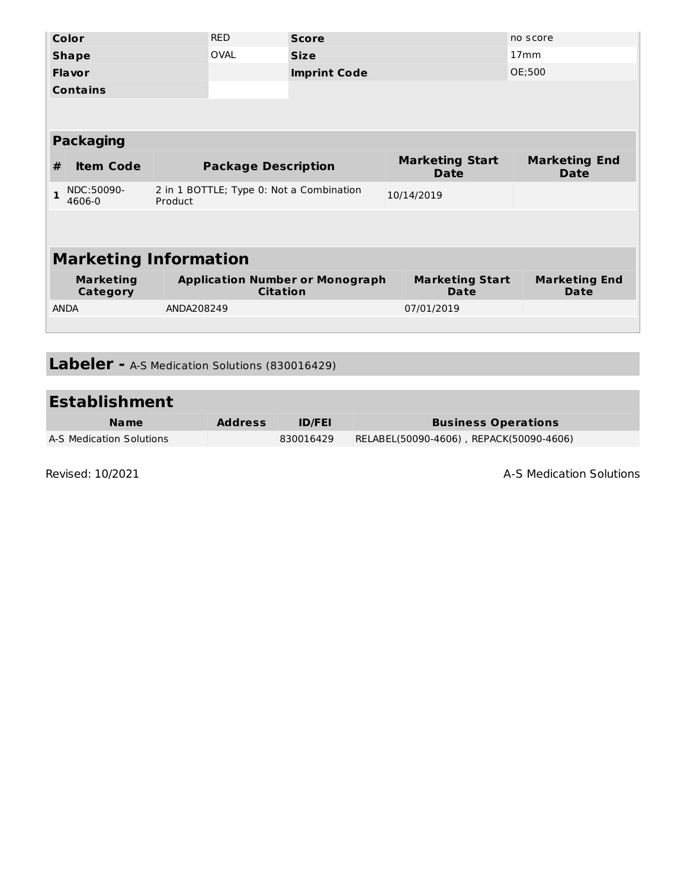| | | | |
|---|---|---|---|
| **Color** | RED | **Score** | no score |
| **Shape** | OVAL | **Size** | 17mm |
| **Flavor** | | **Imprint Code** | OE;500 |
| **Contains** | | | |

### Packaging

| # | Item Code | Package Description | Marketing Start Date | Marketing End Date |
|---|---|---|---|---|
| 1 | NDC:50090-4606-0 | 2 in 1 BOTTLE; Type 0: Not a Combination Product | 10/14/2019 | |

### Marketing Information

| Marketing Category | Application Number or Monograph Citation | Marketing Start Date | Marketing End Date |
|---|---|---|---|
| ANDA | ANDA208249 | 07/01/2019 | |

## Labeler - A-S Medication Solutions (830016429)

## Establishment

| Name | Address | ID/FEI | Business Operations |
|---|---|---|---|
| A-S Medication Solutions | | 830016429 | RELABEL(50090-4606) , REPACK(50090-4606) |

Revised: 10/2021

A-S Medication Solutions